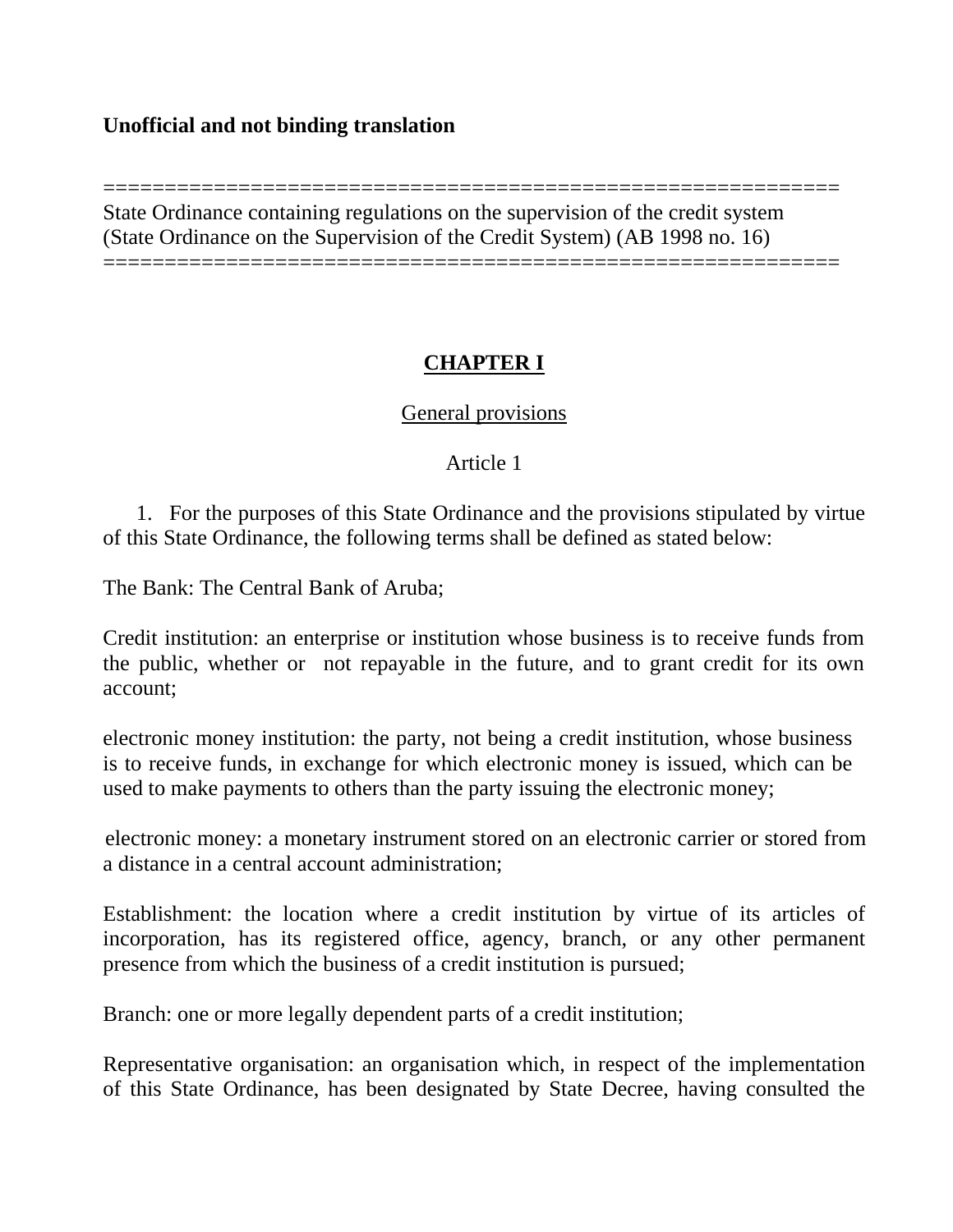**Unofficial and not binding translation**

==============================================================
State Ordinance containing regulations on the supervision of the credit system
(State Ordinance on the Supervision of the Credit System) (AB 1998 no. 16)
==============================================================

# CHAPTER I

## General provisions

### Article 1

1. For the purposes of this State Ordinance and the provisions stipulated by virtue of this State Ordinance, the following terms shall be defined as stated below:

The Bank: The Central Bank of Aruba;

Credit institution: an enterprise or institution whose business is to receive funds from the public, whether or not repayable in the future, and to grant credit for its own account;

electronic money institution: the party, not being a credit institution, whose business is to receive funds, in exchange for which electronic money is issued, which can be used to make payments to others than the party issuing the electronic money;

electronic money: a monetary instrument stored on an electronic carrier or stored from a distance in a central account administration;

Establishment: the location where a credit institution by virtue of its articles of incorporation, has its registered office, agency, branch, or any other permanent presence from which the business of a credit institution is pursued;

Branch: one or more legally dependent parts of a credit institution;

Representative organisation: an organisation which, in respect of the implementation of this State Ordinance, has been designated by State Decree, having consulted the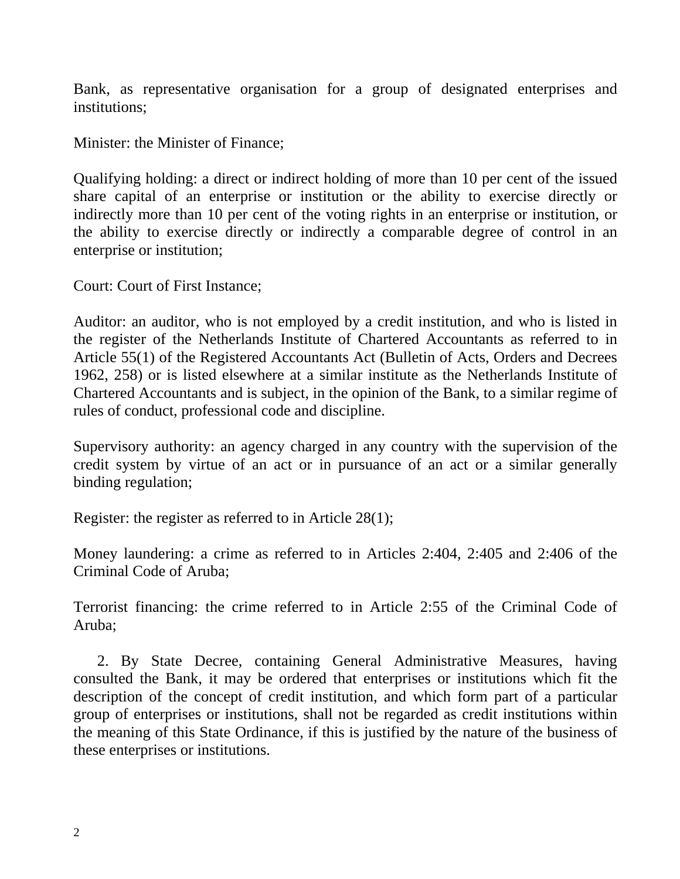Bank, as representative organisation for a group of designated enterprises and institutions;

Minister: the Minister of Finance;

Qualifying holding: a direct or indirect holding of more than 10 per cent of the issued share capital of an enterprise or institution or the ability to exercise directly or indirectly more than 10 per cent of the voting rights in an enterprise or institution, or the ability to exercise directly or indirectly a comparable degree of control in an enterprise or institution;

Court: Court of First Instance;

Auditor: an auditor, who is not employed by a credit institution, and who is listed in the register of the Netherlands Institute of Chartered Accountants as referred to in Article 55(1) of the Registered Accountants Act (Bulletin of Acts, Orders and Decrees 1962, 258) or is listed elsewhere at a similar institute as the Netherlands Institute of Chartered Accountants and is subject, in the opinion of the Bank, to a similar regime of rules of conduct, professional code and discipline.

Supervisory authority: an agency charged in any country with the supervision of the credit system by virtue of an act or in pursuance of an act or a similar generally binding regulation;

Register: the register as referred to in Article 28(1);

Money laundering: a crime as referred to in Articles 2:404, 2:405 and 2:406 of the Criminal Code of Aruba;

Terrorist financing: the crime referred to in Article 2:55 of the Criminal Code of Aruba;

2. By State Decree, containing General Administrative Measures, having consulted the Bank, it may be ordered that enterprises or institutions which fit the description of the concept of credit institution, and which form part of a particular group of enterprises or institutions, shall not be regarded as credit institutions within the meaning of this State Ordinance, if this is justified by the nature of the business of these enterprises or institutions.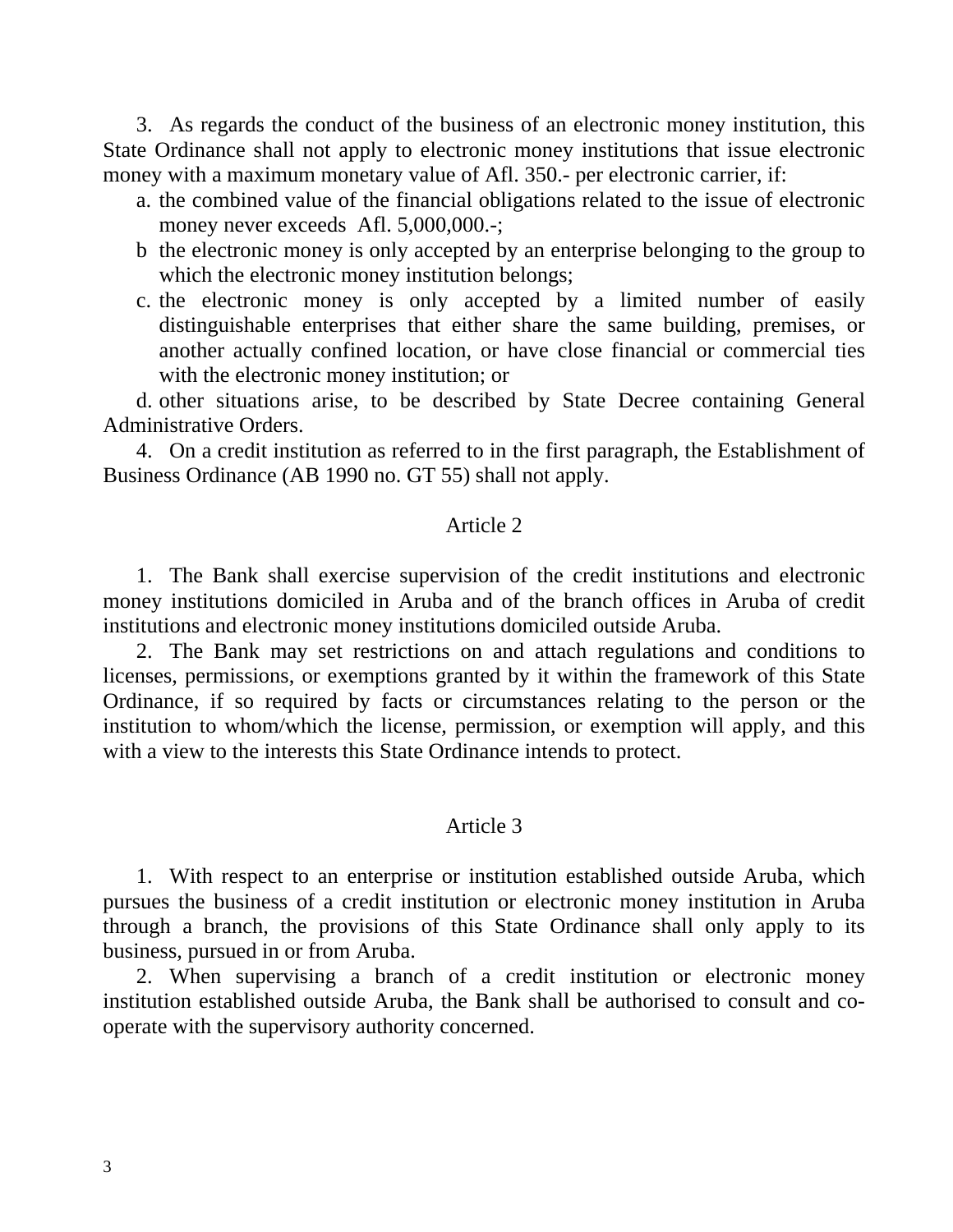3. As regards the conduct of the business of an electronic money institution, this State Ordinance shall not apply to electronic money institutions that issue electronic money with a maximum monetary value of Afl. 350.- per electronic carrier, if:

a. the combined value of the financial obligations related to the issue of electronic money never exceeds Afl. 5,000,000.-;

b the electronic money is only accepted by an enterprise belonging to the group to which the electronic money institution belongs;

c. the electronic money is only accepted by a limited number of easily distinguishable enterprises that either share the same building, premises, or another actually confined location, or have close financial or commercial ties with the electronic money institution; or

d. other situations arise, to be described by State Decree containing General Administrative Orders.

4. On a credit institution as referred to in the first paragraph, the Establishment of Business Ordinance (AB 1990 no. GT 55) shall not apply.

## Article 2

1. The Bank shall exercise supervision of the credit institutions and electronic money institutions domiciled in Aruba and of the branch offices in Aruba of credit institutions and electronic money institutions domiciled outside Aruba.

2. The Bank may set restrictions on and attach regulations and conditions to licenses, permissions, or exemptions granted by it within the framework of this State Ordinance, if so required by facts or circumstances relating to the person or the institution to whom/which the license, permission, or exemption will apply, and this with a view to the interests this State Ordinance intends to protect.

## Article 3

1. With respect to an enterprise or institution established outside Aruba, which pursues the business of a credit institution or electronic money institution in Aruba through a branch, the provisions of this State Ordinance shall only apply to its business, pursued in or from Aruba.

2. When supervising a branch of a credit institution or electronic money institution established outside Aruba, the Bank shall be authorised to consult and co-operate with the supervisory authority concerned.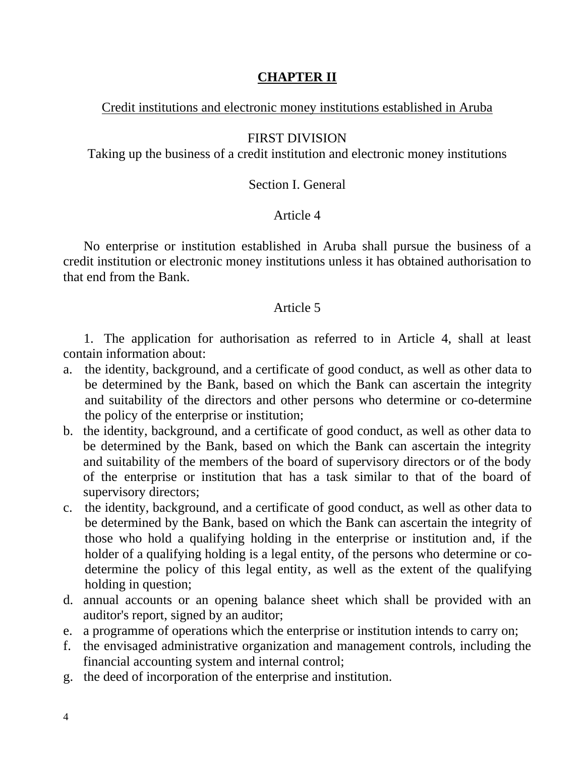## CHAPTER II

Credit institutions and electronic money institutions established in Aruba

### FIRST DIVISION

Taking up the business of a credit institution and electronic money institutions

#### Section I. General

##### Article 4

No enterprise or institution established in Aruba shall pursue the business of a credit institution or electronic money institutions unless it has obtained authorisation to that end from the Bank.

##### Article 5

1. The application for authorisation as referred to in Article 4, shall at least contain information about:

a. the identity, background, and a certificate of good conduct, as well as other data to be determined by the Bank, based on which the Bank can ascertain the integrity and suitability of the directors and other persons who determine or co-determine the policy of the enterprise or institution;
b. the identity, background, and a certificate of good conduct, as well as other data to be determined by the Bank, based on which the Bank can ascertain the integrity and suitability of the members of the board of supervisory directors or of the body of the enterprise or institution that has a task similar to that of the board of supervisory directors;
c. the identity, background, and a certificate of good conduct, as well as other data to be determined by the Bank, based on which the Bank can ascertain the integrity of those who hold a qualifying holding in the enterprise or institution and, if the holder of a qualifying holding is a legal entity, of the persons who determine or co-determine the policy of this legal entity, as well as the extent of the qualifying holding in question;
d. annual accounts or an opening balance sheet which shall be provided with an auditor's report, signed by an auditor;
e. a programme of operations which the enterprise or institution intends to carry on;
f. the envisaged administrative organization and management controls, including the financial accounting system and internal control;
g. the deed of incorporation of the enterprise and institution.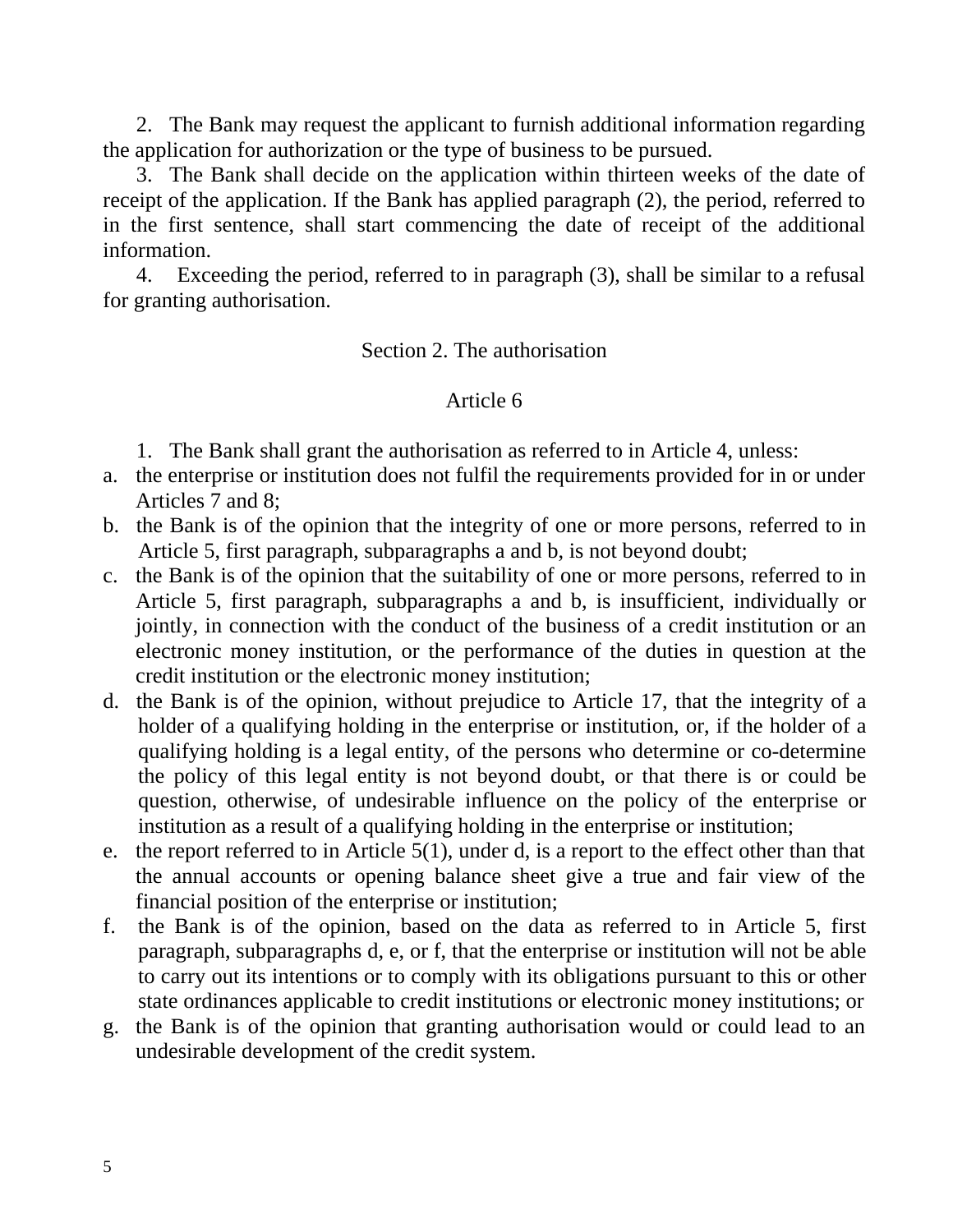2. The Bank may request the applicant to furnish additional information regarding the application for authorization or the type of business to be pursued.

3. The Bank shall decide on the application within thirteen weeks of the date of receipt of the application. If the Bank has applied paragraph (2), the period, referred to in the first sentence, shall start commencing the date of receipt of the additional information.

4. Exceeding the period, referred to in paragraph (3), shall be similar to a refusal for granting authorisation.

## Section 2. The authorisation

### Article 6

1. The Bank shall grant the authorisation as referred to in Article 4, unless:

a. the enterprise or institution does not fulfil the requirements provided for in or under Articles 7 and 8;
b. the Bank is of the opinion that the integrity of one or more persons, referred to in Article 5, first paragraph, subparagraphs a and b, is not beyond doubt;
c. the Bank is of the opinion that the suitability of one or more persons, referred to in Article 5, first paragraph, subparagraphs a and b, is insufficient, individually or jointly, in connection with the conduct of the business of a credit institution or an electronic money institution, or the performance of the duties in question at the credit institution or the electronic money institution;
d. the Bank is of the opinion, without prejudice to Article 17, that the integrity of a holder of a qualifying holding in the enterprise or institution, or, if the holder of a qualifying holding is a legal entity, of the persons who determine or co-determine the policy of this legal entity is not beyond doubt, or that there is or could be question, otherwise, of undesirable influence on the policy of the enterprise or institution as a result of a qualifying holding in the enterprise or institution;
e. the report referred to in Article 5(1), under d, is a report to the effect other than that the annual accounts or opening balance sheet give a true and fair view of the financial position of the enterprise or institution;
f. the Bank is of the opinion, based on the data as referred to in Article 5, first paragraph, subparagraphs d, e, or f, that the enterprise or institution will not be able to carry out its intentions or to comply with its obligations pursuant to this or other state ordinances applicable to credit institutions or electronic money institutions; or
g. the Bank is of the opinion that granting authorisation would or could lead to an undesirable development of the credit system.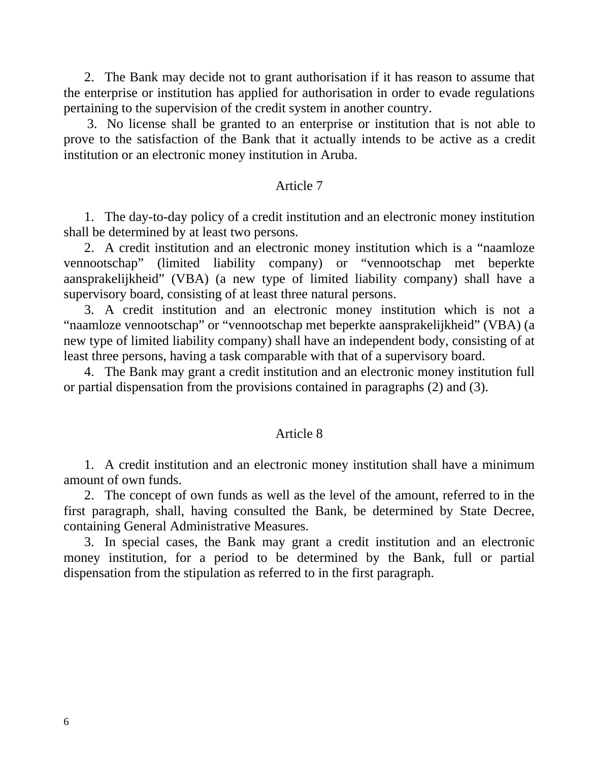2. The Bank may decide not to grant authorisation if it has reason to assume that the enterprise or institution has applied for authorisation in order to evade regulations pertaining to the supervision of the credit system in another country.

3. No license shall be granted to an enterprise or institution that is not able to prove to the satisfaction of the Bank that it actually intends to be active as a credit institution or an electronic money institution in Aruba.

## Article 7

1. The day-to-day policy of a credit institution and an electronic money institution shall be determined by at least two persons.

2. A credit institution and an electronic money institution which is a "naamloze vennootschap" (limited liability company) or "vennootschap met beperkte aansprakelijkheid" (VBA) (a new type of limited liability company) shall have a supervisory board, consisting of at least three natural persons.

3. A credit institution and an electronic money institution which is not a "naamloze vennootschap" or "vennootschap met beperkte aansprakelijkheid" (VBA) (a new type of limited liability company) shall have an independent body, consisting of at least three persons, having a task comparable with that of a supervisory board.

4. The Bank may grant a credit institution and an electronic money institution full or partial dispensation from the provisions contained in paragraphs (2) and (3).

## Article 8

1. A credit institution and an electronic money institution shall have a minimum amount of own funds.

2. The concept of own funds as well as the level of the amount, referred to in the first paragraph, shall, having consulted the Bank, be determined by State Decree, containing General Administrative Measures.

3. In special cases, the Bank may grant a credit institution and an electronic money institution, for a period to be determined by the Bank, full or partial dispensation from the stipulation as referred to in the first paragraph.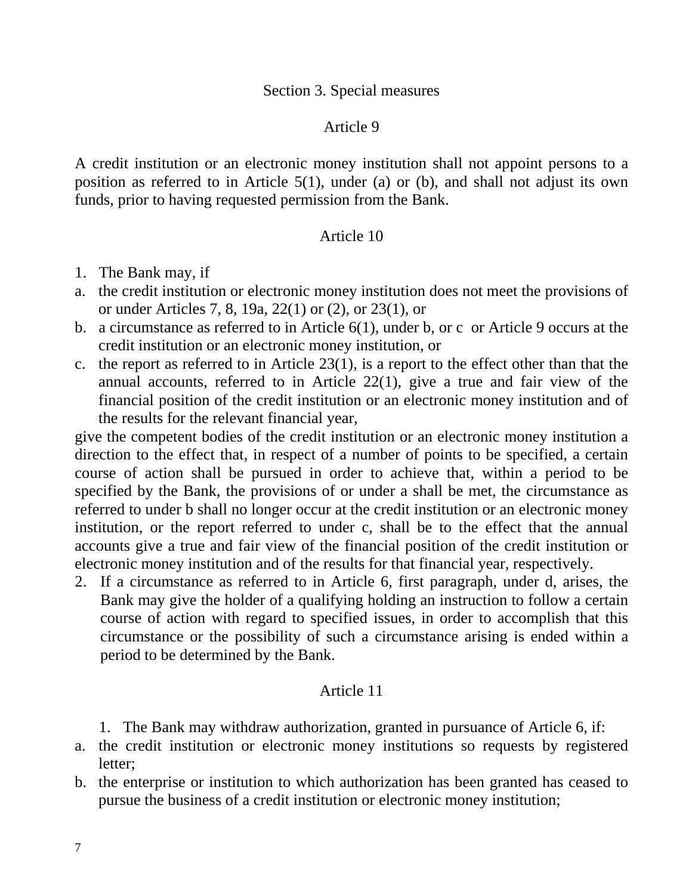## Section 3. Special measures

### Article 9

A credit institution or an electronic money institution shall not appoint persons to a position as referred to in Article 5(1), under (a) or (b), and shall not adjust its own funds, prior to having requested permission from the Bank.

### Article 10

1. The Bank may, if
   a. the credit institution or electronic money institution does not meet the provisions of or under Articles 7, 8, 19a, 22(1) or (2), or 23(1), or
   b. a circumstance as referred to in Article 6(1), under b, or c or Article 9 occurs at the credit institution or an electronic money institution, or
   c. the report as referred to in Article 23(1), is a report to the effect other than that the annual accounts, referred to in Article 22(1), give a true and fair view of the financial position of the credit institution or an electronic money institution and of the results for the relevant financial year,

   give the competent bodies of the credit institution or an electronic money institution a direction to the effect that, in respect of a number of points to be specified, a certain course of action shall be pursued in order to achieve that, within a period to be specified by the Bank, the provisions of or under a shall be met, the circumstance as referred to under b shall no longer occur at the credit institution or an electronic money institution, or the report referred to under c, shall be to the effect that the annual accounts give a true and fair view of the financial position of the credit institution or electronic money institution and of the results for that financial year, respectively.
2. If a circumstance as referred to in Article 6, first paragraph, under d, arises, the Bank may give the holder of a qualifying holding an instruction to follow a certain course of action with regard to specified issues, in order to accomplish that this circumstance or the possibility of such a circumstance arising is ended within a period to be determined by the Bank.

### Article 11

1. The Bank may withdraw authorization, granted in pursuance of Article 6, if:
   a. the credit institution or electronic money institutions so requests by registered letter;
   b. the enterprise or institution to which authorization has been granted has ceased to pursue the business of a credit institution or electronic money institution;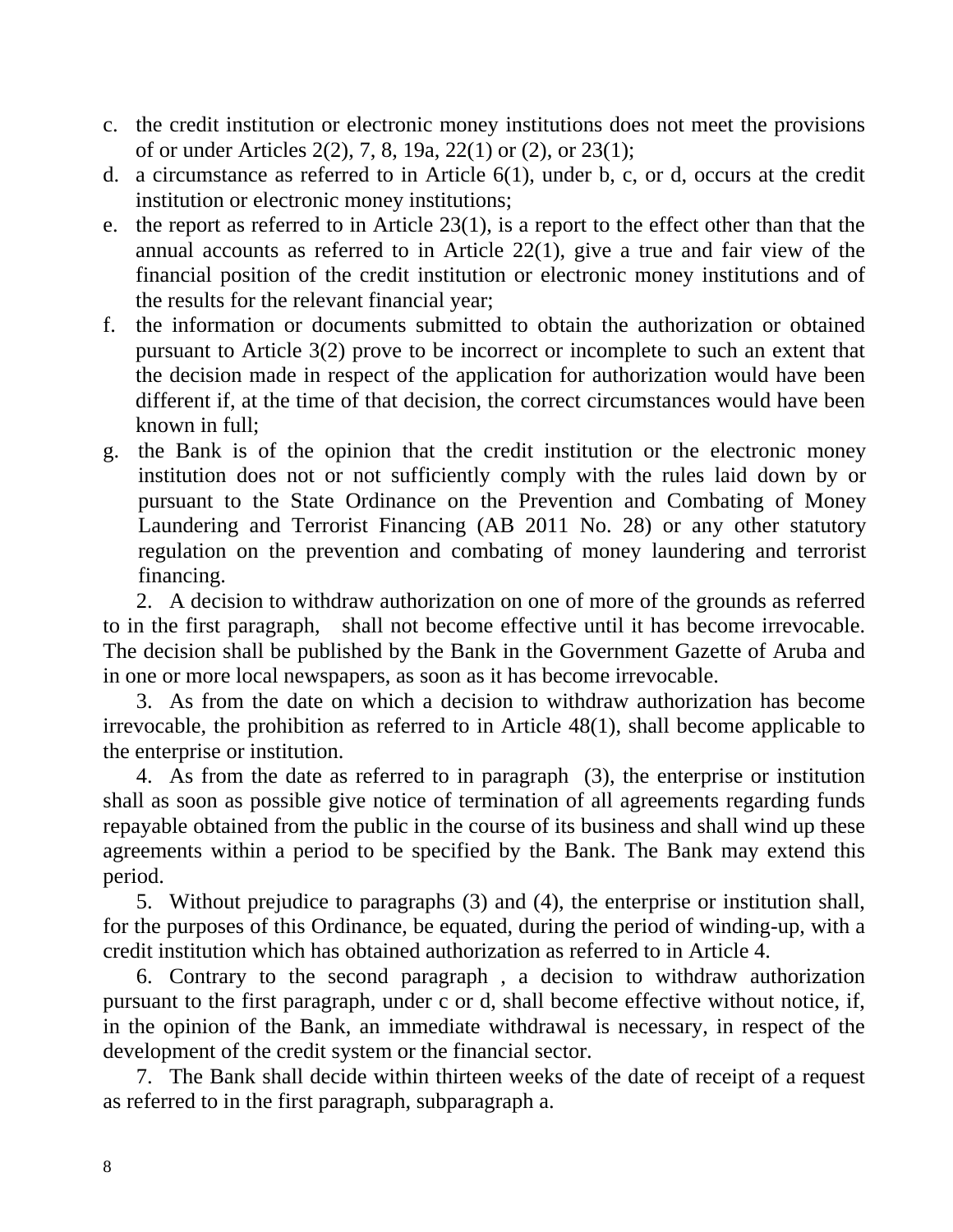c. the credit institution or electronic money institutions does not meet the provisions of or under Articles 2(2), 7, 8, 19a, 22(1) or (2), or 23(1);
d. a circumstance as referred to in Article 6(1), under b, c, or d, occurs at the credit institution or electronic money institutions;
e. the report as referred to in Article 23(1), is a report to the effect other than that the annual accounts as referred to in Article 22(1), give a true and fair view of the financial position of the credit institution or electronic money institutions and of the results for the relevant financial year;
f. the information or documents submitted to obtain the authorization or obtained pursuant to Article 3(2) prove to be incorrect or incomplete to such an extent that the decision made in respect of the application for authorization would have been different if, at the time of that decision, the correct circumstances would have been known in full;
g. the Bank is of the opinion that the credit institution or the electronic money institution does not or not sufficiently comply with the rules laid down by or pursuant to the State Ordinance on the Prevention and Combating of Money Laundering and Terrorist Financing (AB 2011 No. 28) or any other statutory regulation on the prevention and combating of money laundering and terrorist financing.

2. A decision to withdraw authorization on one of more of the grounds as referred to in the first paragraph, shall not become effective until it has become irrevocable. The decision shall be published by the Bank in the Government Gazette of Aruba and in one or more local newspapers, as soon as it has become irrevocable.

3. As from the date on which a decision to withdraw authorization has become irrevocable, the prohibition as referred to in Article 48(1), shall become applicable to the enterprise or institution.

4. As from the date as referred to in paragraph (3), the enterprise or institution shall as soon as possible give notice of termination of all agreements regarding funds repayable obtained from the public in the course of its business and shall wind up these agreements within a period to be specified by the Bank. The Bank may extend this period.

5. Without prejudice to paragraphs (3) and (4), the enterprise or institution shall, for the purposes of this Ordinance, be equated, during the period of winding-up, with a credit institution which has obtained authorization as referred to in Article 4.

6. Contrary to the second paragraph , a decision to withdraw authorization pursuant to the first paragraph, under c or d, shall become effective without notice, if, in the opinion of the Bank, an immediate withdrawal is necessary, in respect of the development of the credit system or the financial sector.

7. The Bank shall decide within thirteen weeks of the date of receipt of a request as referred to in the first paragraph, subparagraph a.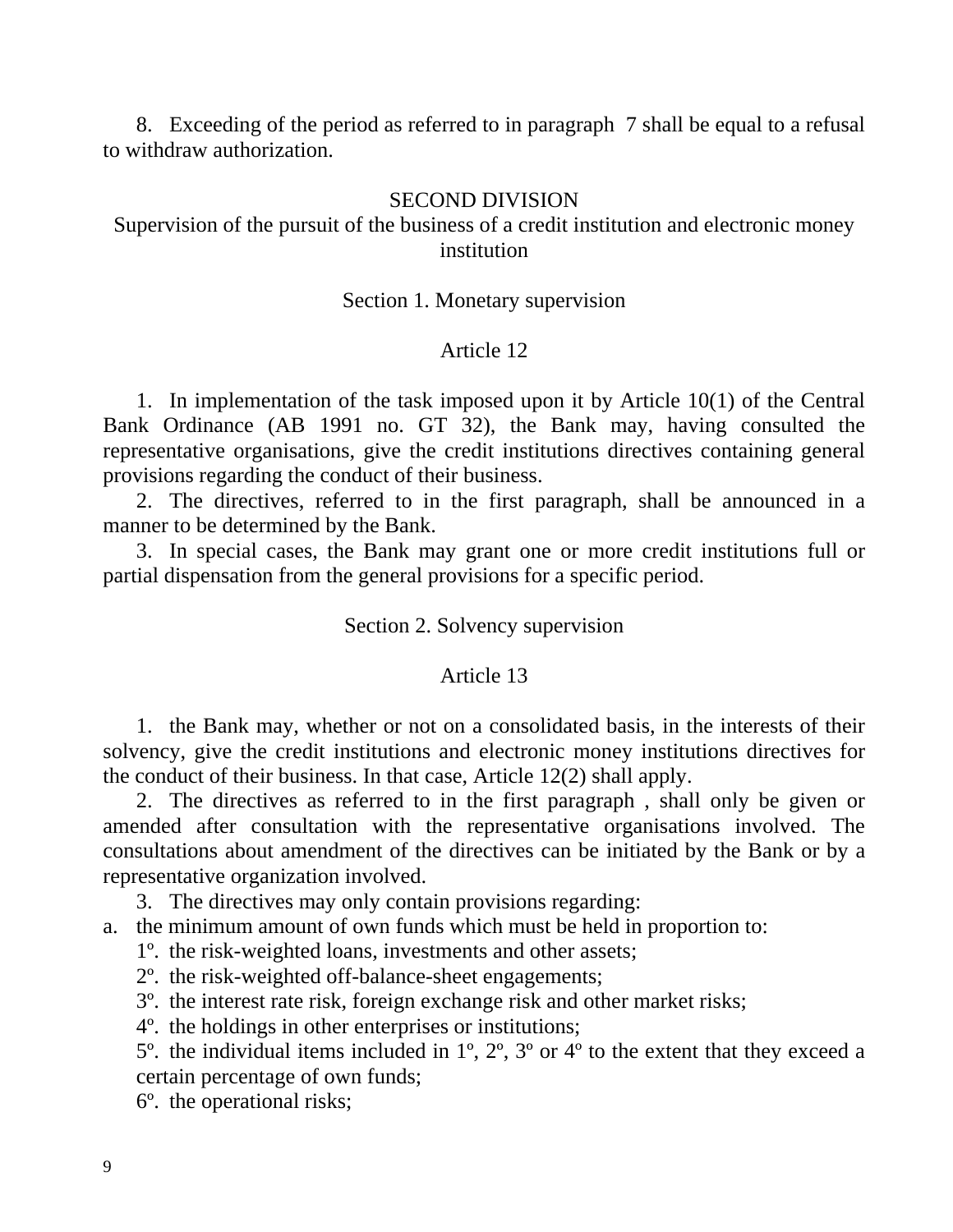8. Exceeding of the period as referred to in paragraph 7 shall be equal to a refusal to withdraw authorization.

## SECOND DIVISION
## Supervision of the pursuit of the business of a credit institution and electronic money institution

### Section 1. Monetary supervision

#### Article 12

1. In implementation of the task imposed upon it by Article 10(1) of the Central Bank Ordinance (AB 1991 no. GT 32), the Bank may, having consulted the representative organisations, give the credit institutions directives containing general provisions regarding the conduct of their business.
2. The directives, referred to in the first paragraph, shall be announced in a manner to be determined by the Bank.
3. In special cases, the Bank may grant one or more credit institutions full or partial dispensation from the general provisions for a specific period.

### Section 2. Solvency supervision

#### Article 13

1. the Bank may, whether or not on a consolidated basis, in the interests of their solvency, give the credit institutions and electronic money institutions directives for the conduct of their business. In that case, Article 12(2) shall apply.
2. The directives as referred to in the first paragraph , shall only be given or amended after consultation with the representative organisations involved. The consultations about amendment of the directives can be initiated by the Bank or by a representative organization involved.
3. The directives may only contain provisions regarding:

a. the minimum amount of own funds which must be held in proportion to:
   1º. the risk-weighted loans, investments and other assets;
   2º. the risk-weighted off-balance-sheet engagements;
   3º. the interest rate risk, foreign exchange risk and other market risks;
   4º. the holdings in other enterprises or institutions;
   5º. the individual items included in 1º, 2º, 3º or 4º to the extent that they exceed a certain percentage of own funds;
   6º. the operational risks;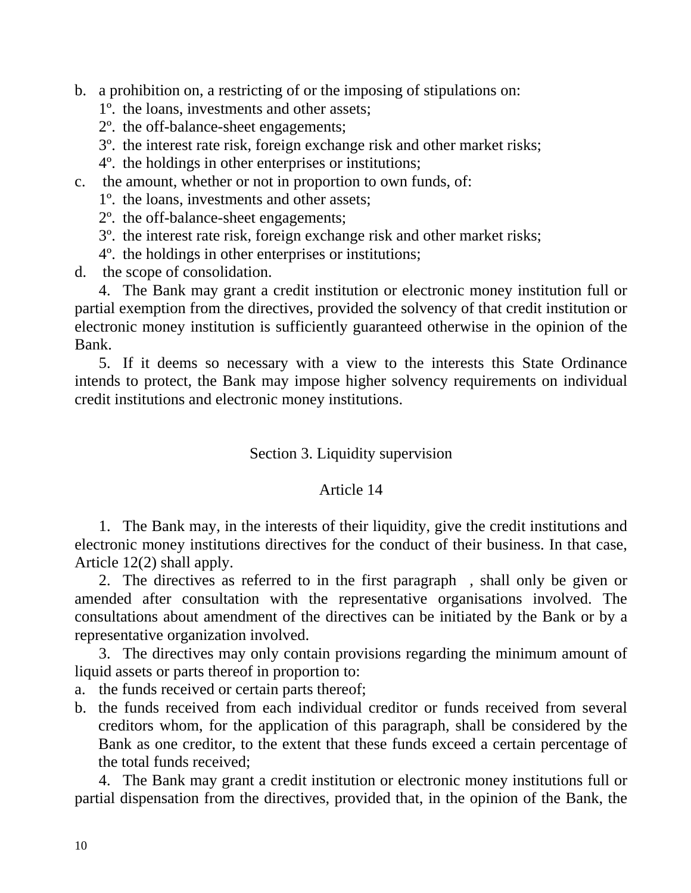b. a prohibition on, a restricting of or the imposing of stipulations on:
   1º. the loans, investments and other assets;
   2º. the off-balance-sheet engagements;
   3º. the interest rate risk, foreign exchange risk and other market risks;
   4º. the holdings in other enterprises or institutions;

c. the amount, whether or not in proportion to own funds, of:
   1º. the loans, investments and other assets;
   2º. the off-balance-sheet engagements;
   3º. the interest rate risk, foreign exchange risk and other market risks;
   4º. the holdings in other enterprises or institutions;

d. the scope of consolidation.

4. The Bank may grant a credit institution or electronic money institution full or partial exemption from the directives, provided the solvency of that credit institution or electronic money institution is sufficiently guaranteed otherwise in the opinion of the Bank.

5. If it deems so necessary with a view to the interests this State Ordinance intends to protect, the Bank may impose higher solvency requirements on individual credit institutions and electronic money institutions.

## Section 3. Liquidity supervision

### Article 14

1. The Bank may, in the interests of their liquidity, give the credit institutions and electronic money institutions directives for the conduct of their business. In that case, Article 12(2) shall apply.

2. The directives as referred to in the first paragraph , shall only be given or amended after consultation with the representative organisations involved. The consultations about amendment of the directives can be initiated by the Bank or by a representative organization involved.

3. The directives may only contain provisions regarding the minimum amount of liquid assets or parts thereof in proportion to:

a. the funds received or certain parts thereof;
b. the funds received from each individual creditor or funds received from several creditors whom, for the application of this paragraph, shall be considered by the Bank as one creditor, to the extent that these funds exceed a certain percentage of the total funds received;

4. The Bank may grant a credit institution or electronic money institutions full or partial dispensation from the directives, provided that, in the opinion of the Bank, the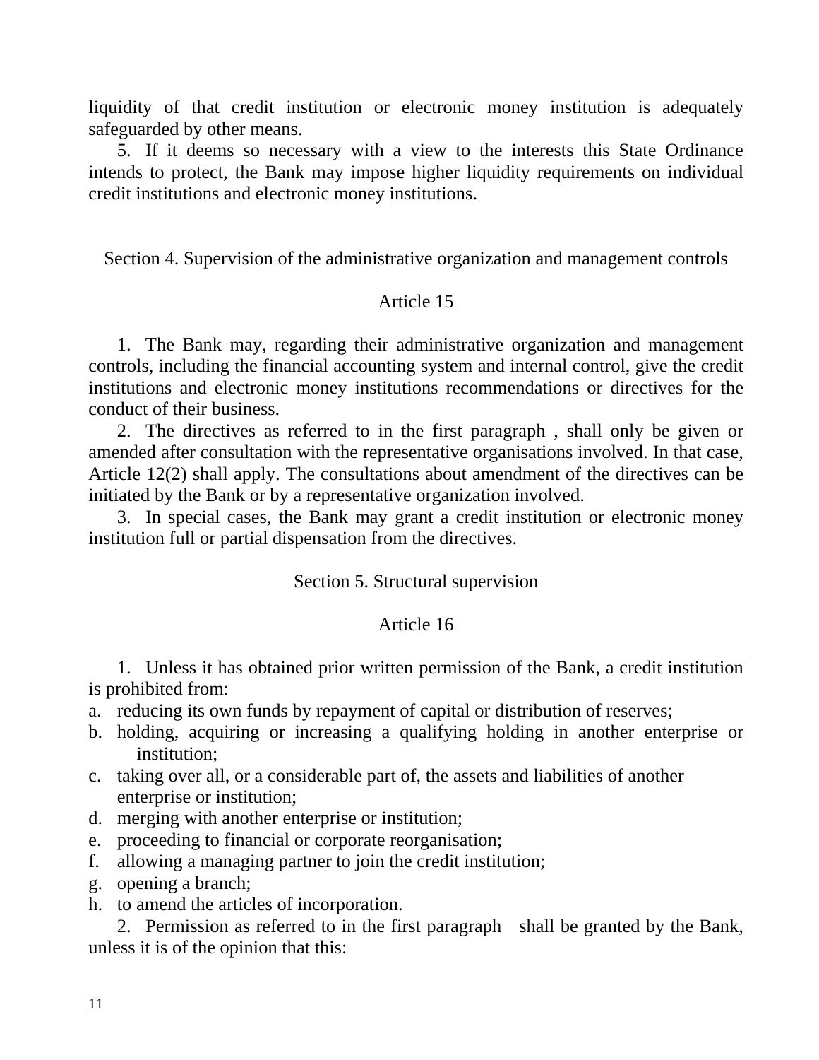liquidity of that credit institution or electronic money institution is adequately safeguarded by other means.

5. If it deems so necessary with a view to the interests this State Ordinance intends to protect, the Bank may impose higher liquidity requirements on individual credit institutions and electronic money institutions.

## Section 4. Supervision of the administrative organization and management controls

### Article 15

1. The Bank may, regarding their administrative organization and management controls, including the financial accounting system and internal control, give the credit institutions and electronic money institutions recommendations or directives for the conduct of their business.

2. The directives as referred to in the first paragraph , shall only be given or amended after consultation with the representative organisations involved. In that case, Article 12(2) shall apply. The consultations about amendment of the directives can be initiated by the Bank or by a representative organization involved.

3. In special cases, the Bank may grant a credit institution or electronic money institution full or partial dispensation from the directives.

## Section 5. Structural supervision

### Article 16

1. Unless it has obtained prior written permission of the Bank, a credit institution is prohibited from:

a. reducing its own funds by repayment of capital or distribution of reserves;
b. holding, acquiring or increasing a qualifying holding in another enterprise or institution;
c. taking over all, or a considerable part of, the assets and liabilities of another enterprise or institution;
d. merging with another enterprise or institution;
e. proceeding to financial or corporate reorganisation;
f. allowing a managing partner to join the credit institution;
g. opening a branch;
h. to amend the articles of incorporation.

2. Permission as referred to in the first paragraph shall be granted by the Bank, unless it is of the opinion that this: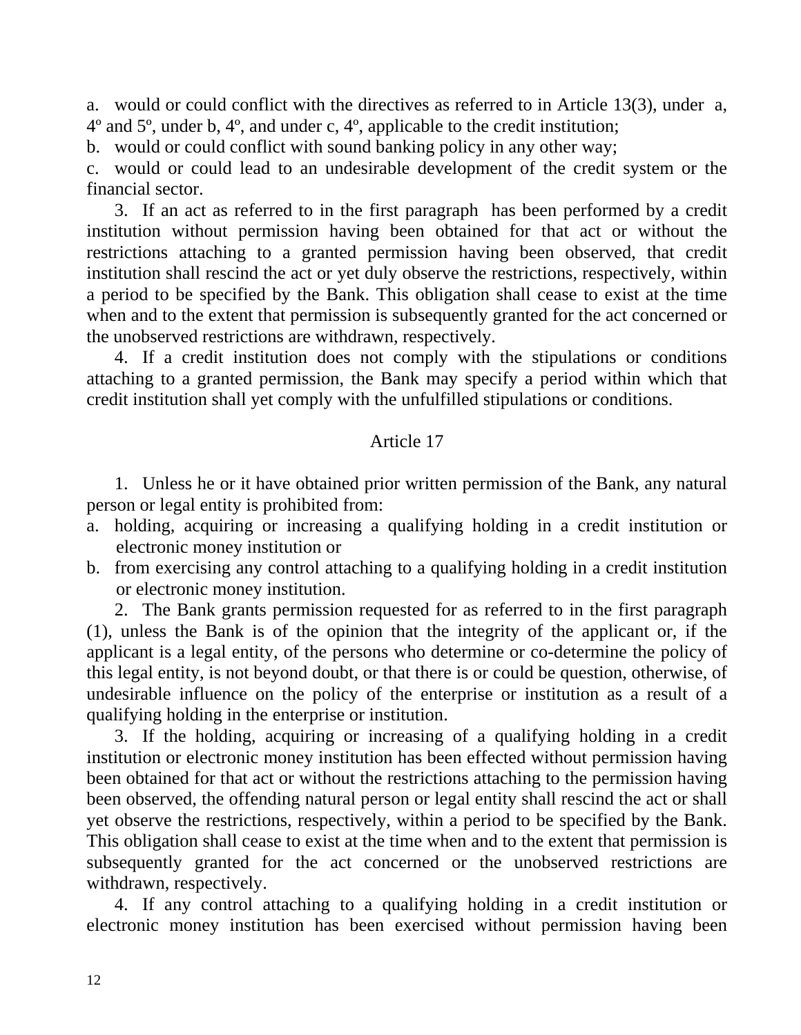a. would or could conflict with the directives as referred to in Article 13(3), under a, 4º and 5º, under b, 4º, and under c, 4º, applicable to the credit institution;

b. would or could conflict with sound banking policy in any other way;

c. would or could lead to an undesirable development of the credit system or the financial sector.

3. If an act as referred to in the first paragraph has been performed by a credit institution without permission having been obtained for that act or without the restrictions attaching to a granted permission having been observed, that credit institution shall rescind the act or yet duly observe the restrictions, respectively, within a period to be specified by the Bank. This obligation shall cease to exist at the time when and to the extent that permission is subsequently granted for the act concerned or the unobserved restrictions are withdrawn, respectively.

4. If a credit institution does not comply with the stipulations or conditions attaching to a granted permission, the Bank may specify a period within which that credit institution shall yet comply with the unfulfilled stipulations or conditions.

## Article 17

1. Unless he or it have obtained prior written permission of the Bank, any natural person or legal entity is prohibited from:

a. holding, acquiring or increasing a qualifying holding in a credit institution or electronic money institution or

b. from exercising any control attaching to a qualifying holding in a credit institution or electronic money institution.

2. The Bank grants permission requested for as referred to in the first paragraph (1), unless the Bank is of the opinion that the integrity of the applicant or, if the applicant is a legal entity, of the persons who determine or co-determine the policy of this legal entity, is not beyond doubt, or that there is or could be question, otherwise, of undesirable influence on the policy of the enterprise or institution as a result of a qualifying holding in the enterprise or institution.

3. If the holding, acquiring or increasing of a qualifying holding in a credit institution or electronic money institution has been effected without permission having been obtained for that act or without the restrictions attaching to the permission having been observed, the offending natural person or legal entity shall rescind the act or shall yet observe the restrictions, respectively, within a period to be specified by the Bank. This obligation shall cease to exist at the time when and to the extent that permission is subsequently granted for the act concerned or the unobserved restrictions are withdrawn, respectively.

4. If any control attaching to a qualifying holding in a credit institution or electronic money institution has been exercised without permission having been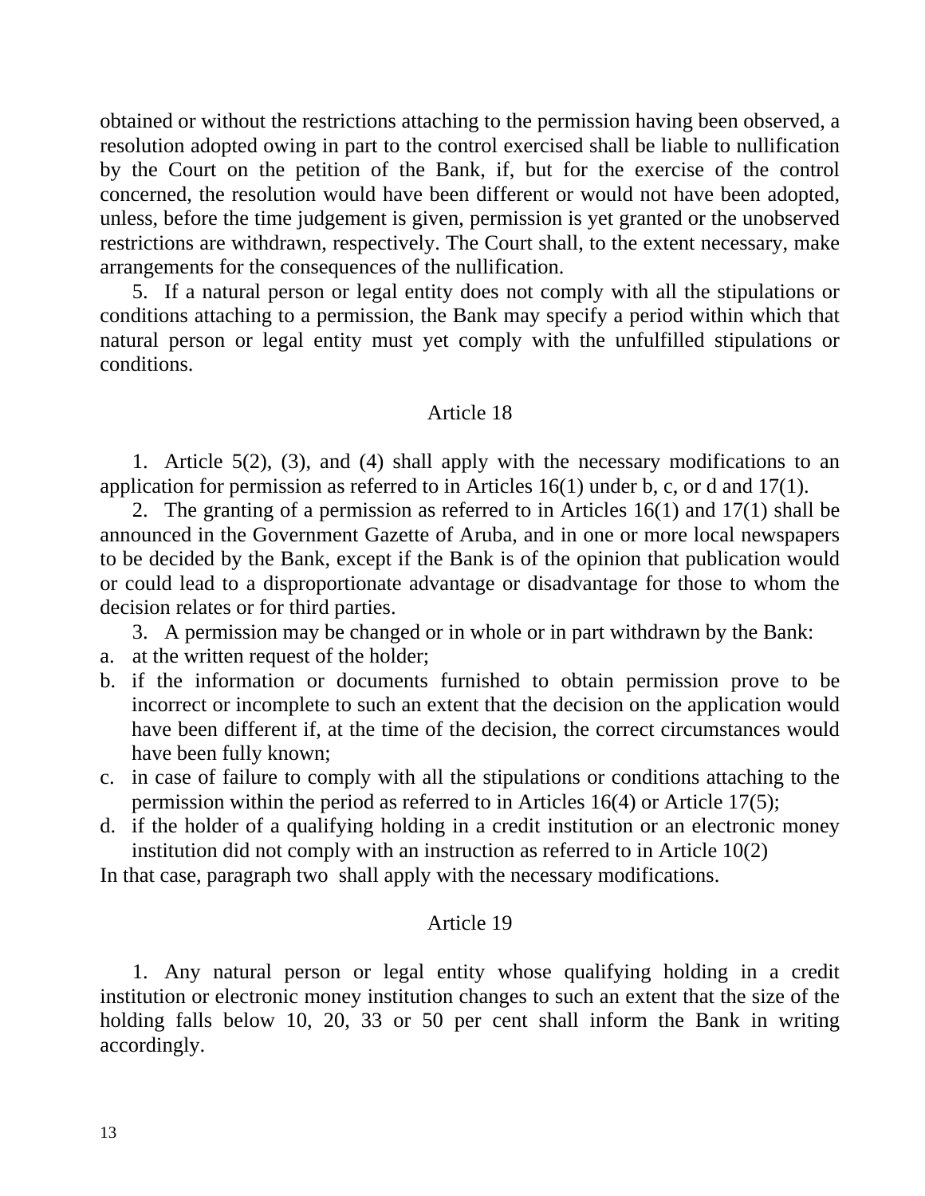obtained or without the restrictions attaching to the permission having been observed, a resolution adopted owing in part to the control exercised shall be liable to nullification by the Court on the petition of the Bank, if, but for the exercise of the control concerned, the resolution would have been different or would not have been adopted, unless, before the time judgement is given, permission is yet granted or the unobserved restrictions are withdrawn, respectively. The Court shall, to the extent necessary, make arrangements for the consequences of the nullification.

5. If a natural person or legal entity does not comply with all the stipulations or conditions attaching to a permission, the Bank may specify a period within which that natural person or legal entity must yet comply with the unfulfilled stipulations or conditions.

## Article 18

1. Article 5(2), (3), and (4) shall apply with the necessary modifications to an application for permission as referred to in Articles 16(1) under b, c, or d and 17(1).

2. The granting of a permission as referred to in Articles 16(1) and 17(1) shall be announced in the Government Gazette of Aruba, and in one or more local newspapers to be decided by the Bank, except if the Bank is of the opinion that publication would or could lead to a disproportionate advantage or disadvantage for those to whom the decision relates or for third parties.

3. A permission may be changed or in whole or in part withdrawn by the Bank:

a. at the written request of the holder;
b. if the information or documents furnished to obtain permission prove to be incorrect or incomplete to such an extent that the decision on the application would have been different if, at the time of the decision, the correct circumstances would have been fully known;
c. in case of failure to comply with all the stipulations or conditions attaching to the permission within the period as referred to in Articles 16(4) or Article 17(5);
d. if the holder of a qualifying holding in a credit institution or an electronic money institution did not comply with an instruction as referred to in Article 10(2)

In that case, paragraph two shall apply with the necessary modifications.

## Article 19

1. Any natural person or legal entity whose qualifying holding in a credit institution or electronic money institution changes to such an extent that the size of the holding falls below 10, 20, 33 or 50 per cent shall inform the Bank in writing accordingly.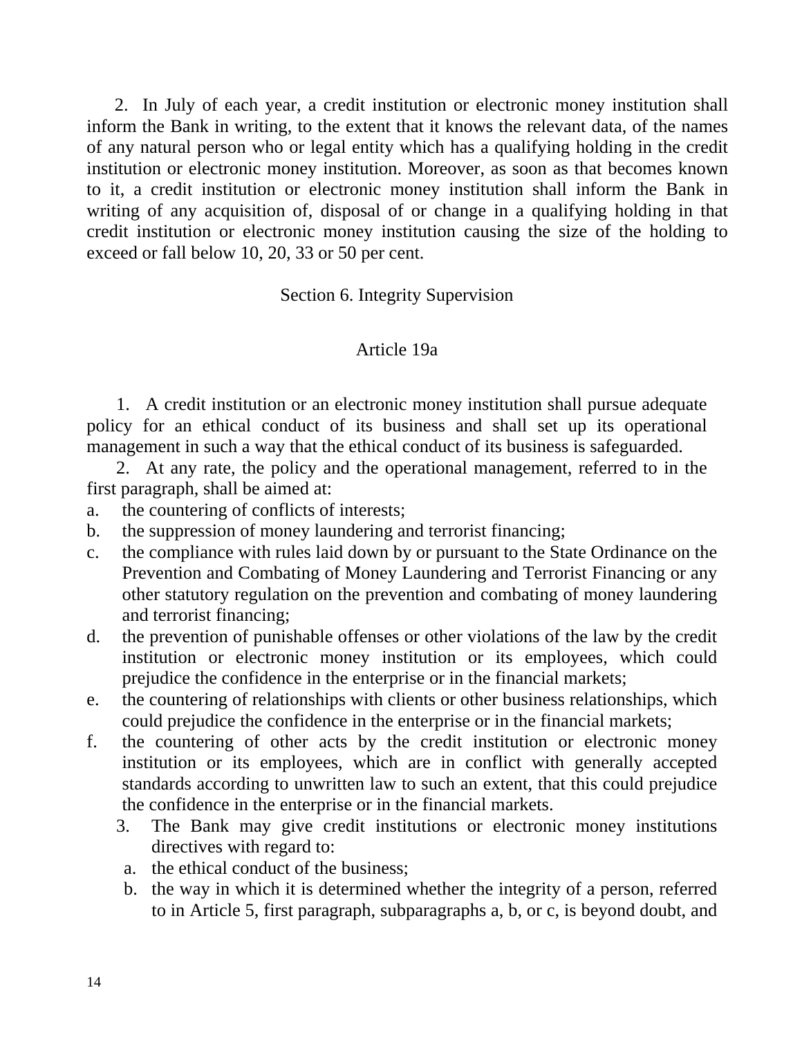2. In July of each year, a credit institution or electronic money institution shall inform the Bank in writing, to the extent that it knows the relevant data, of the names of any natural person who or legal entity which has a qualifying holding in the credit institution or electronic money institution. Moreover, as soon as that becomes known to it, a credit institution or electronic money institution shall inform the Bank in writing of any acquisition of, disposal of or change in a qualifying holding in that credit institution or electronic money institution causing the size of the holding to exceed or fall below 10, 20, 33 or 50 per cent.

## Section 6. Integrity Supervision

### Article 19a

1. A credit institution or an electronic money institution shall pursue adequate policy for an ethical conduct of its business and shall set up its operational management in such a way that the ethical conduct of its business is safeguarded.

2. At any rate, the policy and the operational management, referred to in the first paragraph, shall be aimed at:

a. the countering of conflicts of interests;
b. the suppression of money laundering and terrorist financing;
c. the compliance with rules laid down by or pursuant to the State Ordinance on the Prevention and Combating of Money Laundering and Terrorist Financing or any other statutory regulation on the prevention and combating of money laundering and terrorist financing;
d. the prevention of punishable offenses or other violations of the law by the credit institution or electronic money institution or its employees, which could prejudice the confidence in the enterprise or in the financial markets;
e. the countering of relationships with clients or other business relationships, which could prejudice the confidence in the enterprise or in the financial markets;
f. the countering of other acts by the credit institution or electronic money institution or its employees, which are in conflict with generally accepted standards according to unwritten law to such an extent, that this could prejudice the confidence in the enterprise or in the financial markets.

3. The Bank may give credit institutions or electronic money institutions directives with regard to:
   a. the ethical conduct of the business;
   b. the way in which it is determined whether the integrity of a person, referred to in Article 5, first paragraph, subparagraphs a, b, or c, is beyond doubt, and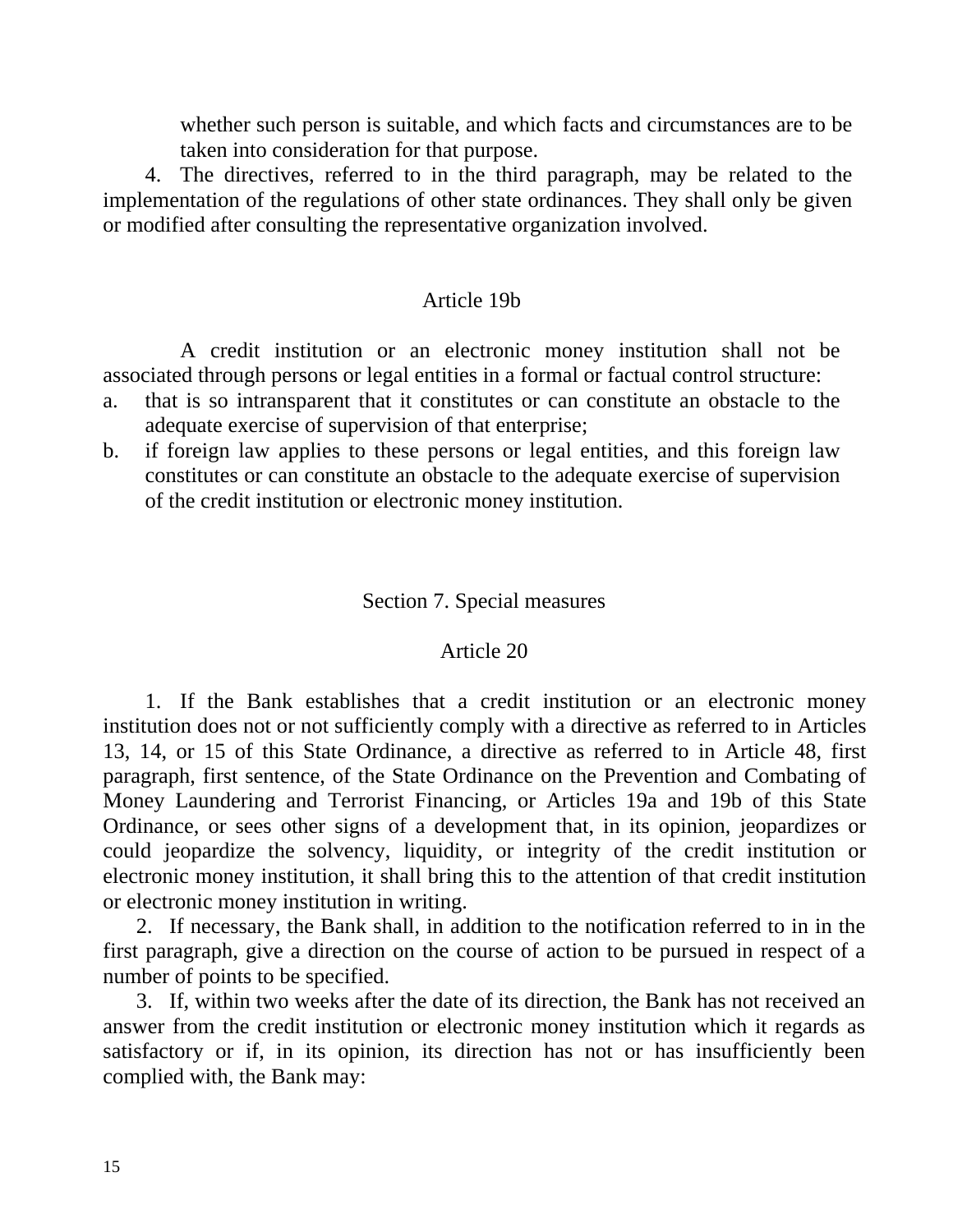whether such person is suitable, and which facts and circumstances are to be taken into consideration for that purpose.

4. The directives, referred to in the third paragraph, may be related to the implementation of the regulations of other state ordinances. They shall only be given or modified after consulting the representative organization involved.

### Article 19b

A credit institution or an electronic money institution shall not be associated through persons or legal entities in a formal or factual control structure:

a. that is so intransparent that it constitutes or can constitute an obstacle to the adequate exercise of supervision of that enterprise;
b. if foreign law applies to these persons or legal entities, and this foreign law constitutes or can constitute an obstacle to the adequate exercise of supervision of the credit institution or electronic money institution.

## Section 7. Special measures

### Article 20

1. If the Bank establishes that a credit institution or an electronic money institution does not or not sufficiently comply with a directive as referred to in Articles 13, 14, or 15 of this State Ordinance, a directive as referred to in Article 48, first paragraph, first sentence, of the State Ordinance on the Prevention and Combating of Money Laundering and Terrorist Financing, or Articles 19a and 19b of this State Ordinance, or sees other signs of a development that, in its opinion, jeopardizes or could jeopardize the solvency, liquidity, or integrity of the credit institution or electronic money institution, it shall bring this to the attention of that credit institution or electronic money institution in writing.

2. If necessary, the Bank shall, in addition to the notification referred to in in the first paragraph, give a direction on the course of action to be pursued in respect of a number of points to be specified.

3. If, within two weeks after the date of its direction, the Bank has not received an answer from the credit institution or electronic money institution which it regards as satisfactory or if, in its opinion, its direction has not or has insufficiently been complied with, the Bank may: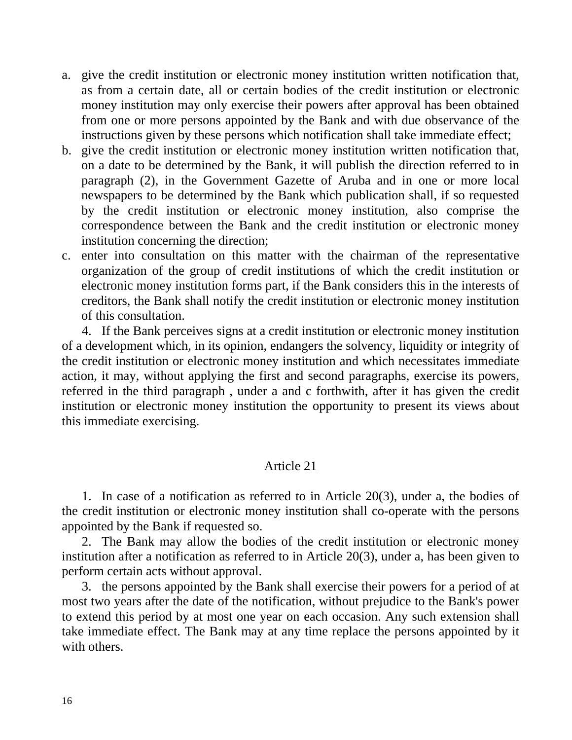a. give the credit institution or electronic money institution written notification that, as from a certain date, all or certain bodies of the credit institution or electronic money institution may only exercise their powers after approval has been obtained from one or more persons appointed by the Bank and with due observance of the instructions given by these persons which notification shall take immediate effect;
b. give the credit institution or electronic money institution written notification that, on a date to be determined by the Bank, it will publish the direction referred to in paragraph (2), in the Government Gazette of Aruba and in one or more local newspapers to be determined by the Bank which publication shall, if so requested by the credit institution or electronic money institution, also comprise the correspondence between the Bank and the credit institution or electronic money institution concerning the direction;
c. enter into consultation on this matter with the chairman of the representative organization of the group of credit institutions of which the credit institution or electronic money institution forms part, if the Bank considers this in the interests of creditors, the Bank shall notify the credit institution or electronic money institution of this consultation.

4. If the Bank perceives signs at a credit institution or electronic money institution of a development which, in its opinion, endangers the solvency, liquidity or integrity of the credit institution or electronic money institution and which necessitates immediate action, it may, without applying the first and second paragraphs, exercise its powers, referred in the third paragraph , under a and c forthwith, after it has given the credit institution or electronic money institution the opportunity to present its views about this immediate exercising.

## Article 21

1. In case of a notification as referred to in Article 20(3), under a, the bodies of the credit institution or electronic money institution shall co-operate with the persons appointed by the Bank if requested so.

2. The Bank may allow the bodies of the credit institution or electronic money institution after a notification as referred to in Article 20(3), under a, has been given to perform certain acts without approval.

3. the persons appointed by the Bank shall exercise their powers for a period of at most two years after the date of the notification, without prejudice to the Bank's power to extend this period by at most one year on each occasion. Any such extension shall take immediate effect. The Bank may at any time replace the persons appointed by it with others.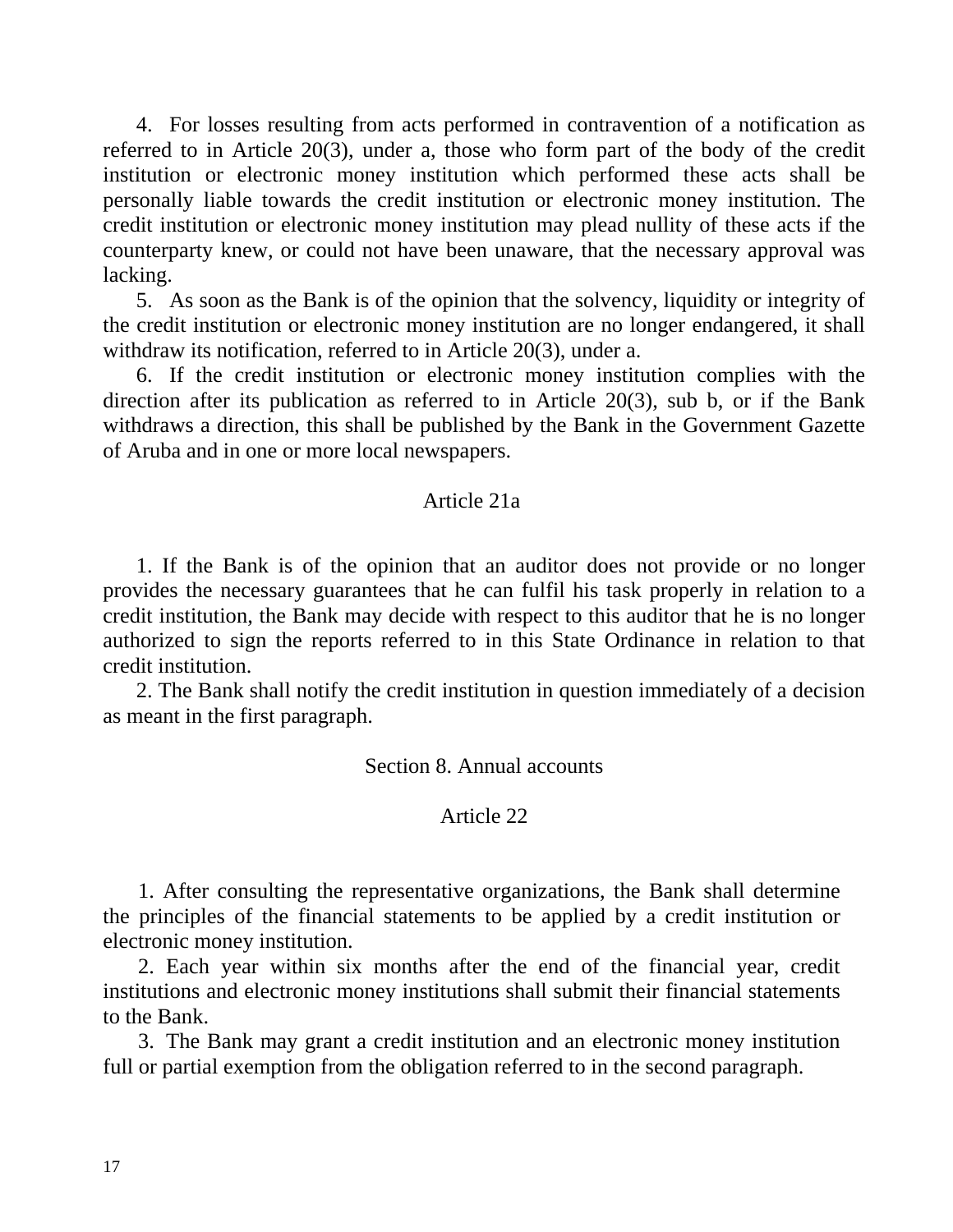4. For losses resulting from acts performed in contravention of a notification as referred to in Article 20(3), under a, those who form part of the body of the credit institution or electronic money institution which performed these acts shall be personally liable towards the credit institution or electronic money institution. The credit institution or electronic money institution may plead nullity of these acts if the counterparty knew, or could not have been unaware, that the necessary approval was lacking.

5. As soon as the Bank is of the opinion that the solvency, liquidity or integrity of the credit institution or electronic money institution are no longer endangered, it shall withdraw its notification, referred to in Article 20(3), under a.

6. If the credit institution or electronic money institution complies with the direction after its publication as referred to in Article 20(3), sub b, or if the Bank withdraws a direction, this shall be published by the Bank in the Government Gazette of Aruba and in one or more local newspapers.

## Article 21a

1. If the Bank is of the opinion that an auditor does not provide or no longer provides the necessary guarantees that he can fulfil his task properly in relation to a credit institution, the Bank may decide with respect to this auditor that he is no longer authorized to sign the reports referred to in this State Ordinance in relation to that credit institution.

2. The Bank shall notify the credit institution in question immediately of a decision as meant in the first paragraph.

## Section 8. Annual accounts

## Article 22

1. After consulting the representative organizations, the Bank shall determine the principles of the financial statements to be applied by a credit institution or electronic money institution.

2. Each year within six months after the end of the financial year, credit institutions and electronic money institutions shall submit their financial statements to the Bank.

3. The Bank may grant a credit institution and an electronic money institution full or partial exemption from the obligation referred to in the second paragraph.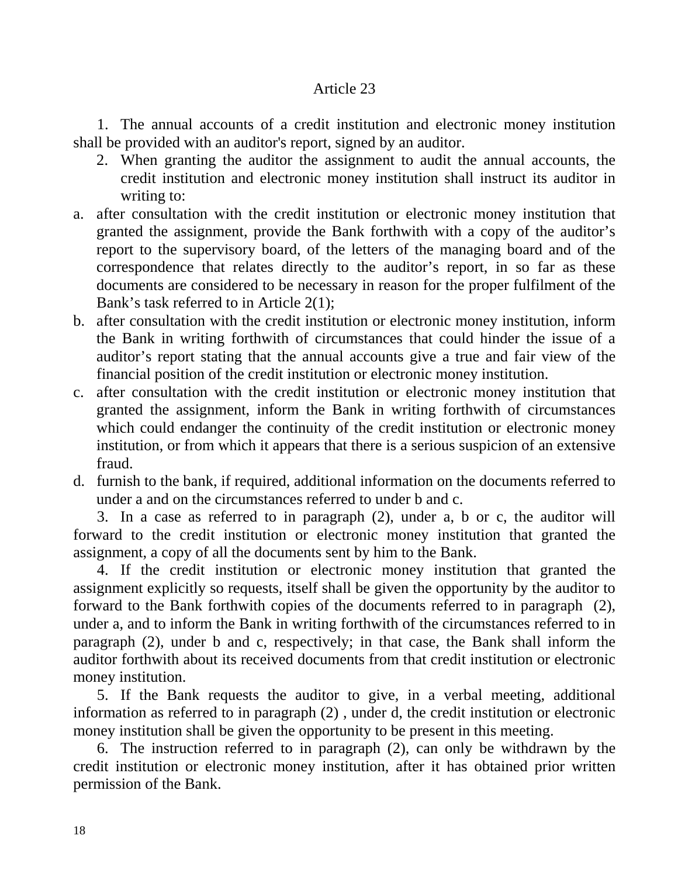## Article 23

1. The annual accounts of a credit institution and electronic money institution shall be provided with an auditor's report, signed by an auditor.

2. When granting the auditor the assignment to audit the annual accounts, the credit institution and electronic money institution shall instruct its auditor in writing to:

a. after consultation with the credit institution or electronic money institution that granted the assignment, provide the Bank forthwith with a copy of the auditor's report to the supervisory board, of the letters of the managing board and of the correspondence that relates directly to the auditor's report, in so far as these documents are considered to be necessary in reason for the proper fulfilment of the Bank's task referred to in Article 2(1);

b. after consultation with the credit institution or electronic money institution, inform the Bank in writing forthwith of circumstances that could hinder the issue of a auditor's report stating that the annual accounts give a true and fair view of the financial position of the credit institution or electronic money institution.

c. after consultation with the credit institution or electronic money institution that granted the assignment, inform the Bank in writing forthwith of circumstances which could endanger the continuity of the credit institution or electronic money institution, or from which it appears that there is a serious suspicion of an extensive fraud.

d. furnish to the bank, if required, additional information on the documents referred to under a and on the circumstances referred to under b and c.

3. In a case as referred to in paragraph (2), under a, b or c, the auditor will forward to the credit institution or electronic money institution that granted the assignment, a copy of all the documents sent by him to the Bank.

4. If the credit institution or electronic money institution that granted the assignment explicitly so requests, itself shall be given the opportunity by the auditor to forward to the Bank forthwith copies of the documents referred to in paragraph (2), under a, and to inform the Bank in writing forthwith of the circumstances referred to in paragraph (2), under b and c, respectively; in that case, the Bank shall inform the auditor forthwith about its received documents from that credit institution or electronic money institution.

5. If the Bank requests the auditor to give, in a verbal meeting, additional information as referred to in paragraph (2) , under d, the credit institution or electronic money institution shall be given the opportunity to be present in this meeting.

6. The instruction referred to in paragraph (2), can only be withdrawn by the credit institution or electronic money institution, after it has obtained prior written permission of the Bank.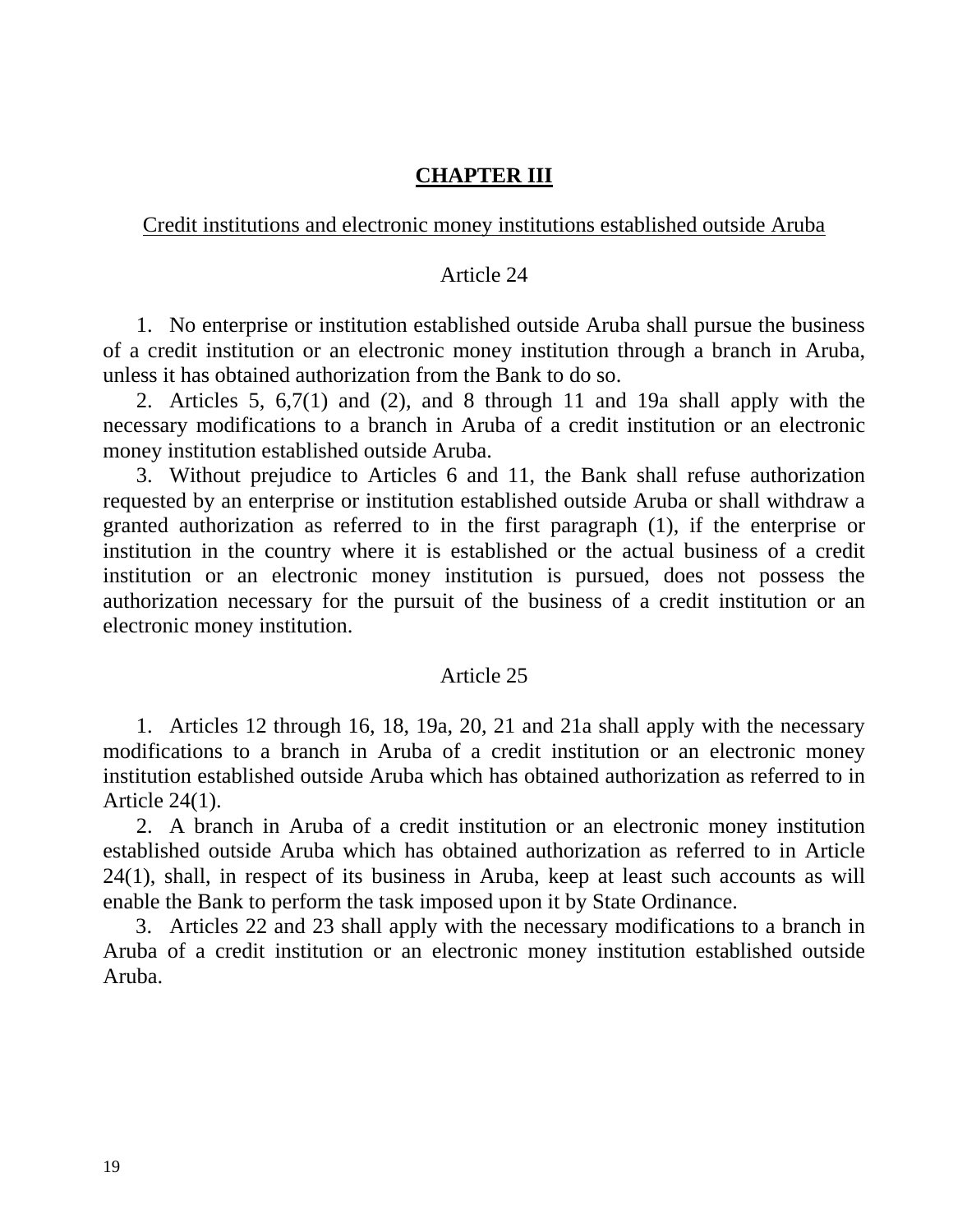## **CHAPTER III**

Credit institutions and electronic money institutions established outside Aruba

### Article 24

1. No enterprise or institution established outside Aruba shall pursue the business of a credit institution or an electronic money institution through a branch in Aruba, unless it has obtained authorization from the Bank to do so.
2. Articles 5, 6,7(1) and (2), and 8 through 11 and 19a shall apply with the necessary modifications to a branch in Aruba of a credit institution or an electronic money institution established outside Aruba.
3. Without prejudice to Articles 6 and 11, the Bank shall refuse authorization requested by an enterprise or institution established outside Aruba or shall withdraw a granted authorization as referred to in the first paragraph (1), if the enterprise or institution in the country where it is established or the actual business of a credit institution or an electronic money institution is pursued, does not possess the authorization necessary for the pursuit of the business of a credit institution or an electronic money institution.

### Article 25

1. Articles 12 through 16, 18, 19a, 20, 21 and 21a shall apply with the necessary modifications to a branch in Aruba of a credit institution or an electronic money institution established outside Aruba which has obtained authorization as referred to in Article 24(1).
2. A branch in Aruba of a credit institution or an electronic money institution established outside Aruba which has obtained authorization as referred to in Article 24(1), shall, in respect of its business in Aruba, keep at least such accounts as will enable the Bank to perform the task imposed upon it by State Ordinance.
3. Articles 22 and 23 shall apply with the necessary modifications to a branch in Aruba of a credit institution or an electronic money institution established outside Aruba.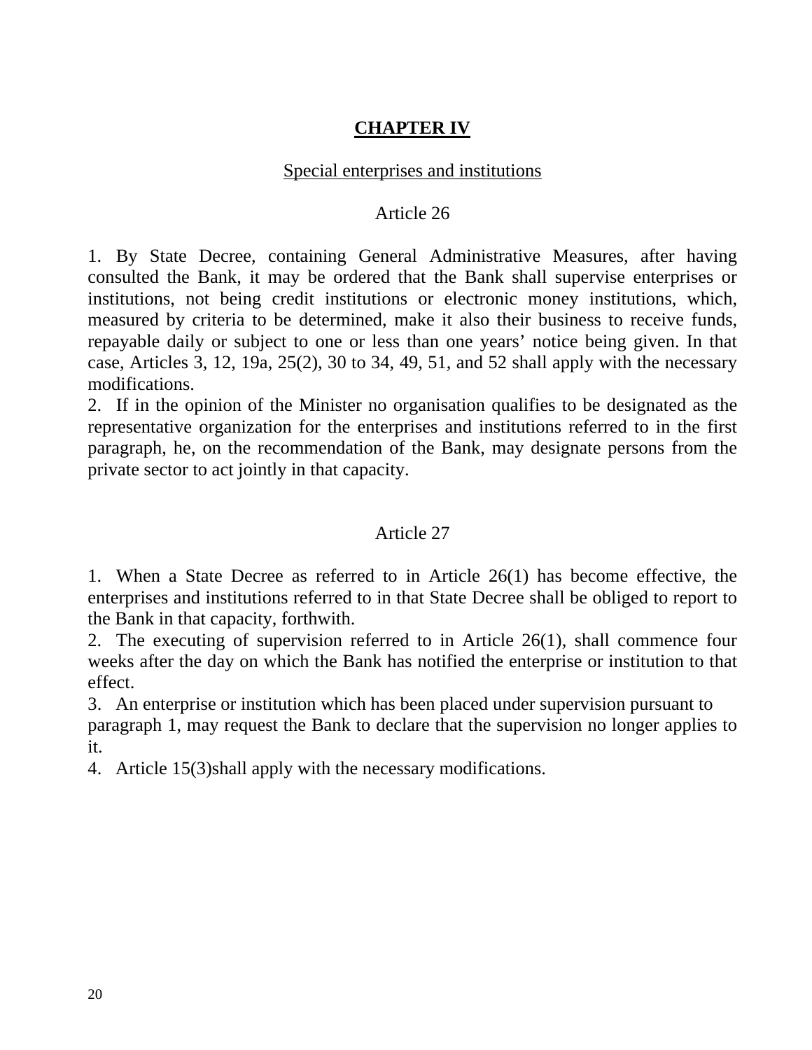## CHAPTER IV

### Special enterprises and institutions

#### Article 26

1. By State Decree, containing General Administrative Measures, after having consulted the Bank, it may be ordered that the Bank shall supervise enterprises or institutions, not being credit institutions or electronic money institutions, which, measured by criteria to be determined, make it also their business to receive funds, repayable daily or subject to one or less than one years' notice being given. In that case, Articles 3, 12, 19a, 25(2), 30 to 34, 49, 51, and 52 shall apply with the necessary modifications.
2. If in the opinion of the Minister no organisation qualifies to be designated as the representative organization for the enterprises and institutions referred to in the first paragraph, he, on the recommendation of the Bank, may designate persons from the private sector to act jointly in that capacity.

#### Article 27

1. When a State Decree as referred to in Article 26(1) has become effective, the enterprises and institutions referred to in that State Decree shall be obliged to report to the Bank in that capacity, forthwith.
2. The executing of supervision referred to in Article 26(1), shall commence four weeks after the day on which the Bank has notified the enterprise or institution to that effect.
3. An enterprise or institution which has been placed under supervision pursuant to paragraph 1, may request the Bank to declare that the supervision no longer applies to it.
4. Article 15(3)shall apply with the necessary modifications.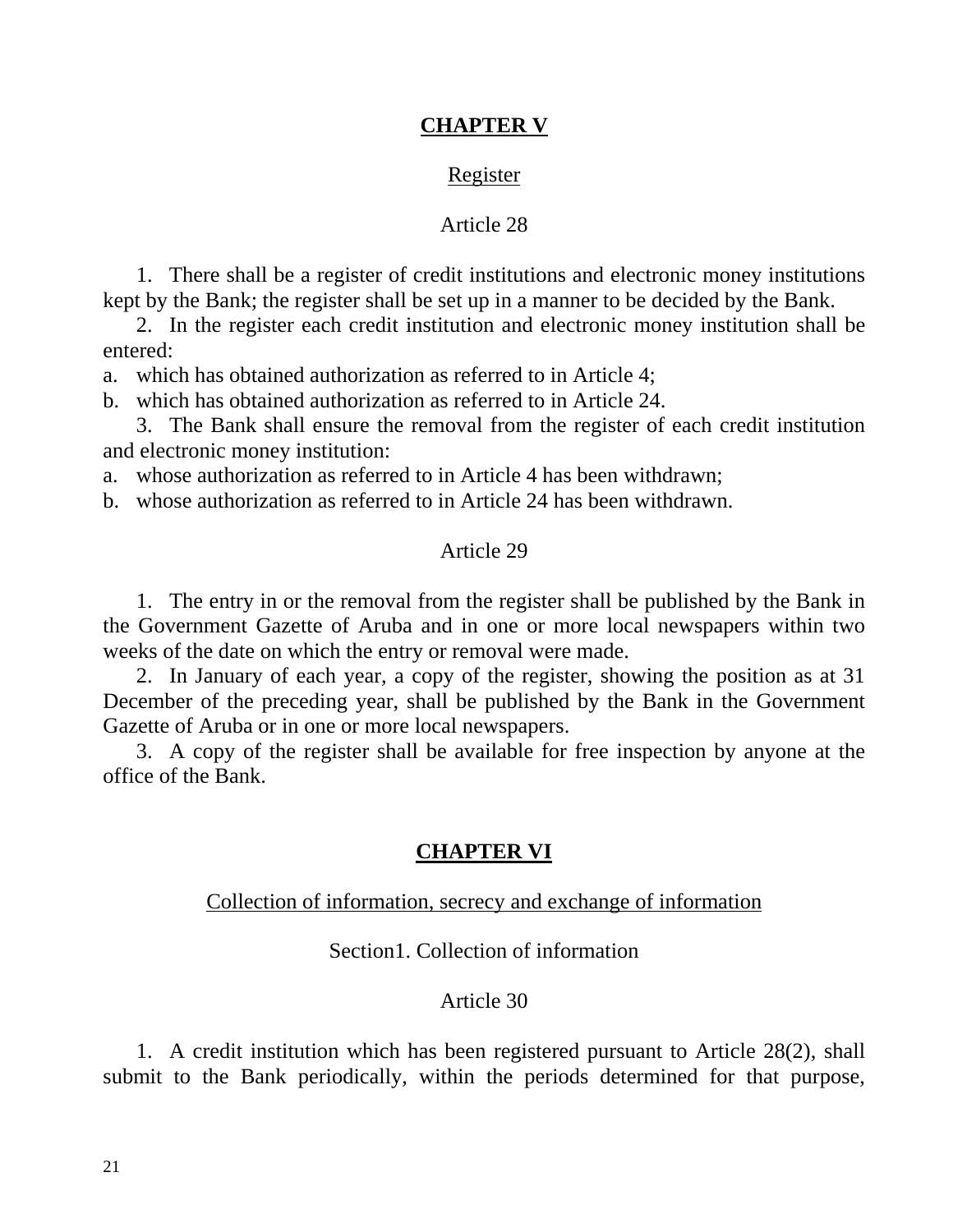## CHAPTER V

Register

Article 28

1. There shall be a register of credit institutions and electronic money institutions kept by the Bank; the register shall be set up in a manner to be decided by the Bank.

2. In the register each credit institution and electronic money institution shall be entered:

a. which has obtained authorization as referred to in Article 4;
b. which has obtained authorization as referred to in Article 24.

3. The Bank shall ensure the removal from the register of each credit institution and electronic money institution:

a. whose authorization as referred to in Article 4 has been withdrawn;
b. whose authorization as referred to in Article 24 has been withdrawn.

Article 29

1. The entry in or the removal from the register shall be published by the Bank in the Government Gazette of Aruba and in one or more local newspapers within two weeks of the date on which the entry or removal were made.

2. In January of each year, a copy of the register, showing the position as at 31 December of the preceding year, shall be published by the Bank in the Government Gazette of Aruba or in one or more local newspapers.

3. A copy of the register shall be available for free inspection by anyone at the office of the Bank.

## CHAPTER VI

Collection of information, secrecy and exchange of information

Section1. Collection of information

Article 30

1. A credit institution which has been registered pursuant to Article 28(2), shall submit to the Bank periodically, within the periods determined for that purpose,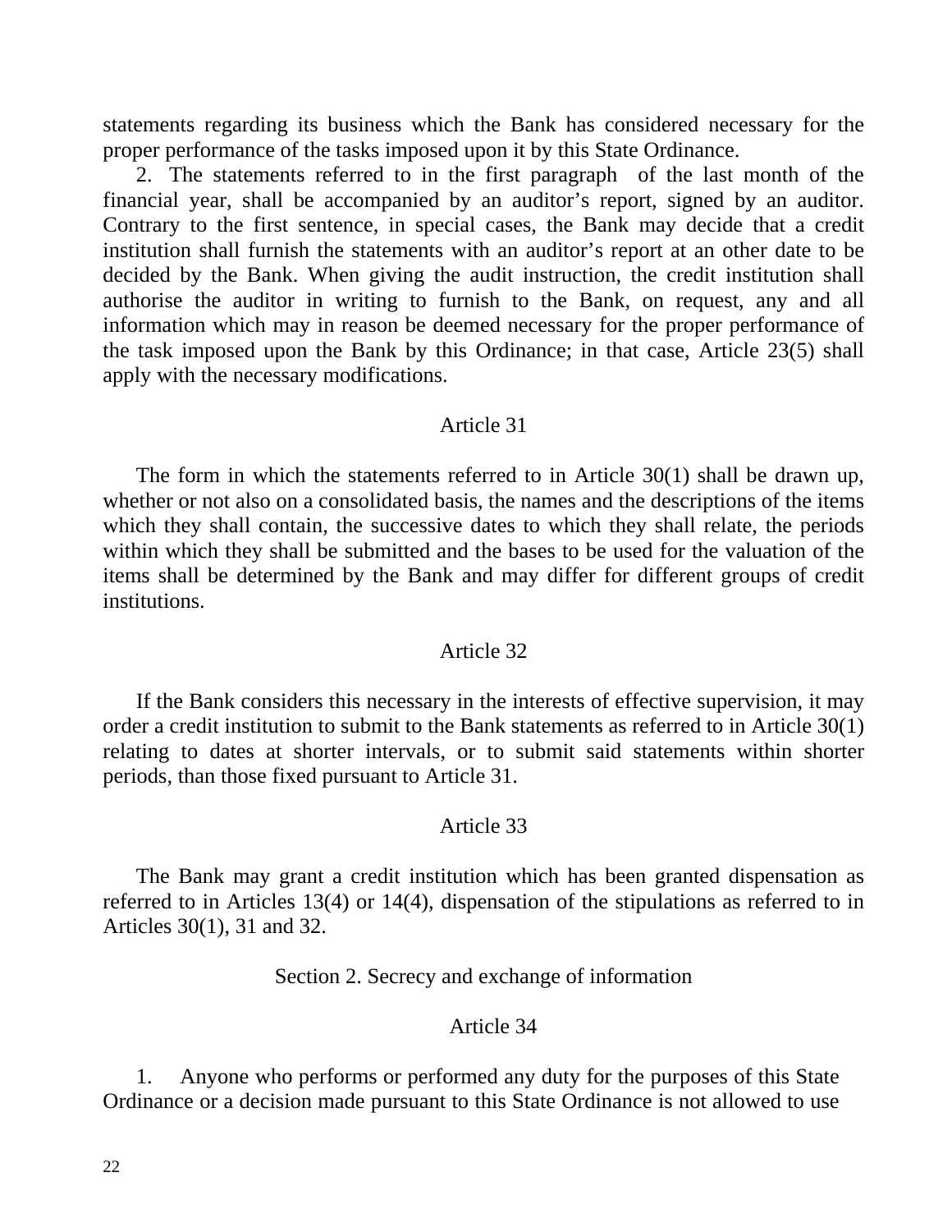statements regarding its business which the Bank has considered necessary for the proper performance of the tasks imposed upon it by this State Ordinance.

2. The statements referred to in the first paragraph of the last month of the financial year, shall be accompanied by an auditor's report, signed by an auditor. Contrary to the first sentence, in special cases, the Bank may decide that a credit institution shall furnish the statements with an auditor's report at an other date to be decided by the Bank. When giving the audit instruction, the credit institution shall authorise the auditor in writing to furnish to the Bank, on request, any and all information which may in reason be deemed necessary for the proper performance of the task imposed upon the Bank by this Ordinance; in that case, Article 23(5) shall apply with the necessary modifications.

### Article 31

The form in which the statements referred to in Article 30(1) shall be drawn up, whether or not also on a consolidated basis, the names and the descriptions of the items which they shall contain, the successive dates to which they shall relate, the periods within which they shall be submitted and the bases to be used for the valuation of the items shall be determined by the Bank and may differ for different groups of credit institutions.

### Article 32

If the Bank considers this necessary in the interests of effective supervision, it may order a credit institution to submit to the Bank statements as referred to in Article 30(1) relating to dates at shorter intervals, or to submit said statements within shorter periods, than those fixed pursuant to Article 31.

### Article 33

The Bank may grant a credit institution which has been granted dispensation as referred to in Articles 13(4) or 14(4), dispensation of the stipulations as referred to in Articles 30(1), 31 and 32.

## Section 2. Secrecy and exchange of information

### Article 34

1. Anyone who performs or performed any duty for the purposes of this State Ordinance or a decision made pursuant to this State Ordinance is not allowed to use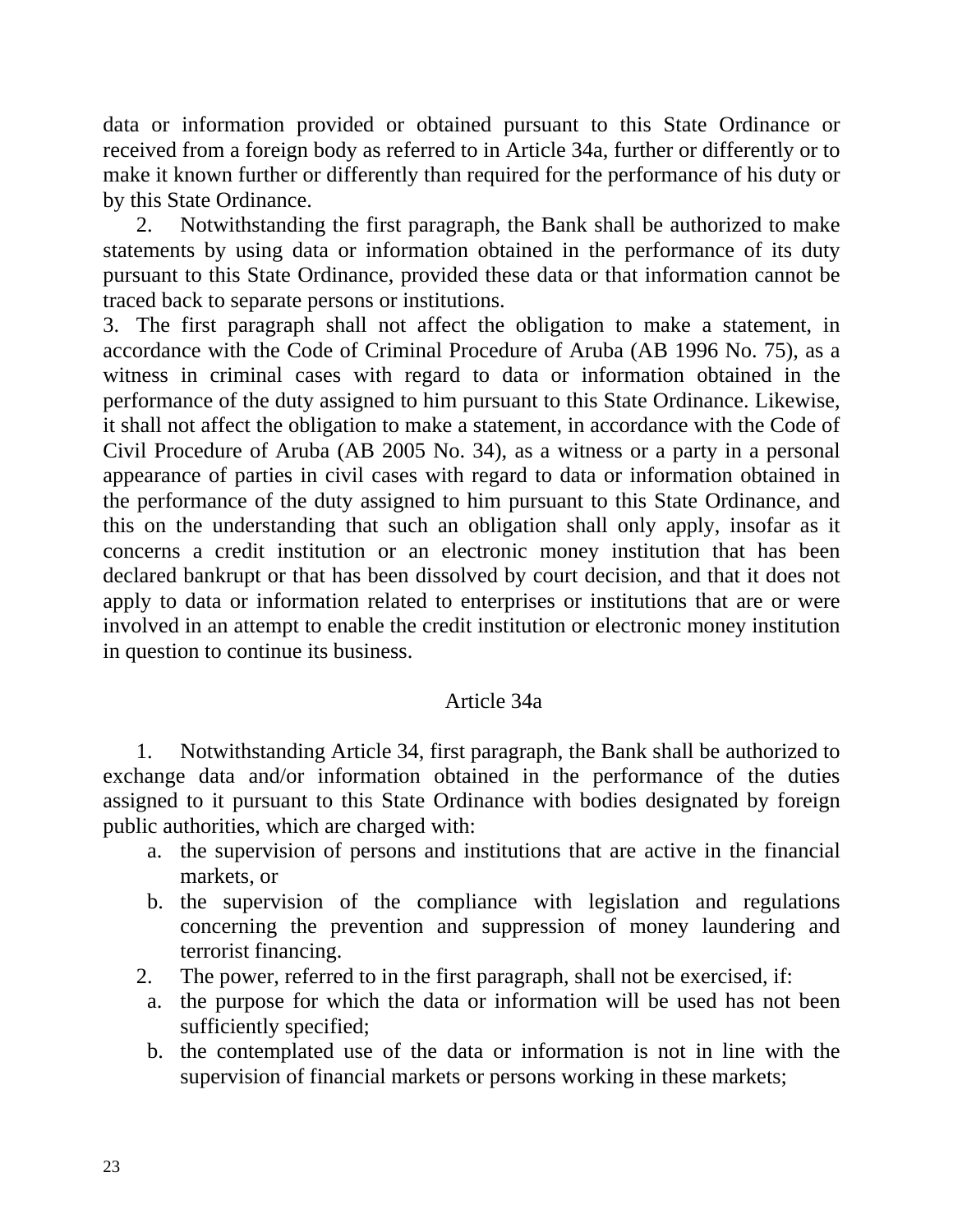data or information provided or obtained pursuant to this State Ordinance or received from a foreign body as referred to in Article 34a, further or differently or to make it known further or differently than required for the performance of his duty or by this State Ordinance.

2. Notwithstanding the first paragraph, the Bank shall be authorized to make statements by using data or information obtained in the performance of its duty pursuant to this State Ordinance, provided these data or that information cannot be traced back to separate persons or institutions.

3. The first paragraph shall not affect the obligation to make a statement, in accordance with the Code of Criminal Procedure of Aruba (AB 1996 No. 75), as a witness in criminal cases with regard to data or information obtained in the performance of the duty assigned to him pursuant to this State Ordinance. Likewise, it shall not affect the obligation to make a statement, in accordance with the Code of Civil Procedure of Aruba (AB 2005 No. 34), as a witness or a party in a personal appearance of parties in civil cases with regard to data or information obtained in the performance of the duty assigned to him pursuant to this State Ordinance, and this on the understanding that such an obligation shall only apply, insofar as it concerns a credit institution or an electronic money institution that has been declared bankrupt or that has been dissolved by court decision, and that it does not apply to data or information related to enterprises or institutions that are or were involved in an attempt to enable the credit institution or electronic money institution in question to continue its business.

Article 34a

1. Notwithstanding Article 34, first paragraph, the Bank shall be authorized to exchange data and/or information obtained in the performance of the duties assigned to it pursuant to this State Ordinance with bodies designated by foreign public authorities, which are charged with:
   a. the supervision of persons and institutions that are active in the financial markets, or
   b. the supervision of the compliance with legislation and regulations concerning the prevention and suppression of money laundering and terrorist financing.

2. The power, referred to in the first paragraph, shall not be exercised, if:
   a. the purpose for which the data or information will be used has not been sufficiently specified;
   b. the contemplated use of the data or information is not in line with the supervision of financial markets or persons working in these markets;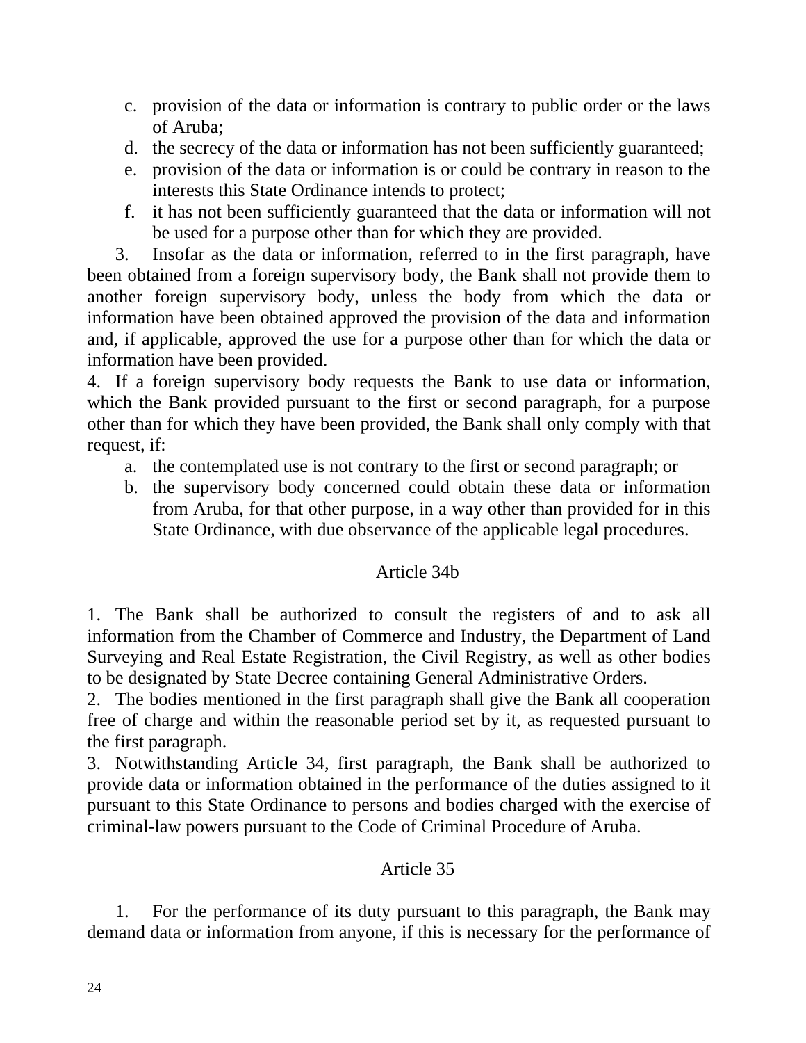c. provision of the data or information is contrary to public order or the laws of Aruba;
d. the secrecy of the data or information has not been sufficiently guaranteed;
e. provision of the data or information is or could be contrary in reason to the interests this State Ordinance intends to protect;
f. it has not been sufficiently guaranteed that the data or information will not be used for a purpose other than for which they are provided.

3. Insofar as the data or information, referred to in the first paragraph, have been obtained from a foreign supervisory body, the Bank shall not provide them to another foreign supervisory body, unless the body from which the data or information have been obtained approved the provision of the data and information and, if applicable, approved the use for a purpose other than for which the data or information have been provided.

4. If a foreign supervisory body requests the Bank to use data or information, which the Bank provided pursuant to the first or second paragraph, for a purpose other than for which they have been provided, the Bank shall only comply with that request, if:

a. the contemplated use is not contrary to the first or second paragraph; or
b. the supervisory body concerned could obtain these data or information from Aruba, for that other purpose, in a way other than provided for in this State Ordinance, with due observance of the applicable legal procedures.

### Article 34b

1. The Bank shall be authorized to consult the registers of and to ask all information from the Chamber of Commerce and Industry, the Department of Land Surveying and Real Estate Registration, the Civil Registry, as well as other bodies to be designated by State Decree containing General Administrative Orders.

2. The bodies mentioned in the first paragraph shall give the Bank all cooperation free of charge and within the reasonable period set by it, as requested pursuant to the first paragraph.

3. Notwithstanding Article 34, first paragraph, the Bank shall be authorized to provide data or information obtained in the performance of the duties assigned to it pursuant to this State Ordinance to persons and bodies charged with the exercise of criminal-law powers pursuant to the Code of Criminal Procedure of Aruba.

### Article 35

1. For the performance of its duty pursuant to this paragraph, the Bank may demand data or information from anyone, if this is necessary for the performance of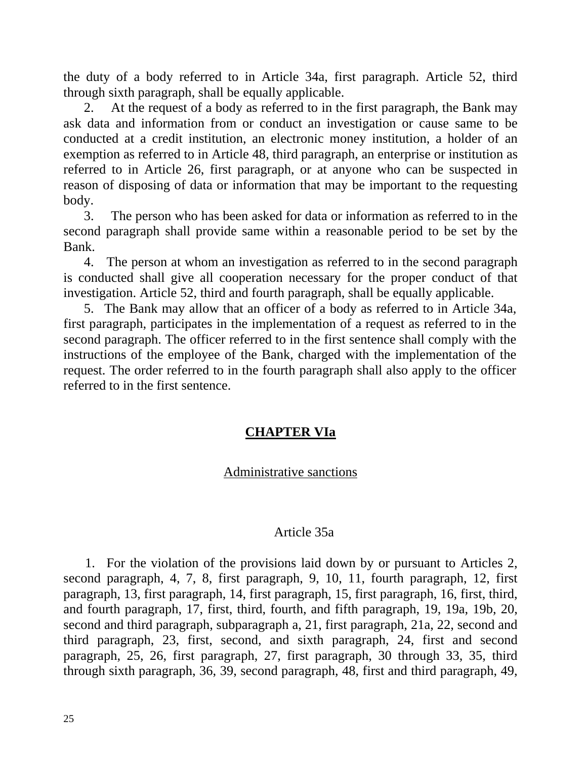the duty of a body referred to in Article 34a, first paragraph. Article 52, third through sixth paragraph, shall be equally applicable.

2. At the request of a body as referred to in the first paragraph, the Bank may ask data and information from or conduct an investigation or cause same to be conducted at a credit institution, an electronic money institution, a holder of an exemption as referred to in Article 48, third paragraph, an enterprise or institution as referred to in Article 26, first paragraph, or at anyone who can be suspected in reason of disposing of data or information that may be important to the requesting body.

3. The person who has been asked for data or information as referred to in the second paragraph shall provide same within a reasonable period to be set by the Bank.

4. The person at whom an investigation as referred to in the second paragraph is conducted shall give all cooperation necessary for the proper conduct of that investigation. Article 52, third and fourth paragraph, shall be equally applicable.

5. The Bank may allow that an officer of a body as referred to in Article 34a, first paragraph, participates in the implementation of a request as referred to in the second paragraph. The officer referred to in the first sentence shall comply with the instructions of the employee of the Bank, charged with the implementation of the request. The order referred to in the fourth paragraph shall also apply to the officer referred to in the first sentence.

## CHAPTER VIa

### Administrative sanctions

#### Article 35a

1. For the violation of the provisions laid down by or pursuant to Articles 2, second paragraph, 4, 7, 8, first paragraph, 9, 10, 11, fourth paragraph, 12, first paragraph, 13, first paragraph, 14, first paragraph, 15, first paragraph, 16, first, third, and fourth paragraph, 17, first, third, fourth, and fifth paragraph, 19, 19a, 19b, 20, second and third paragraph, subparagraph a, 21, first paragraph, 21a, 22, second and third paragraph, 23, first, second, and sixth paragraph, 24, first and second paragraph, 25, 26, first paragraph, 27, first paragraph, 30 through 33, 35, third through sixth paragraph, 36, 39, second paragraph, 48, first and third paragraph, 49,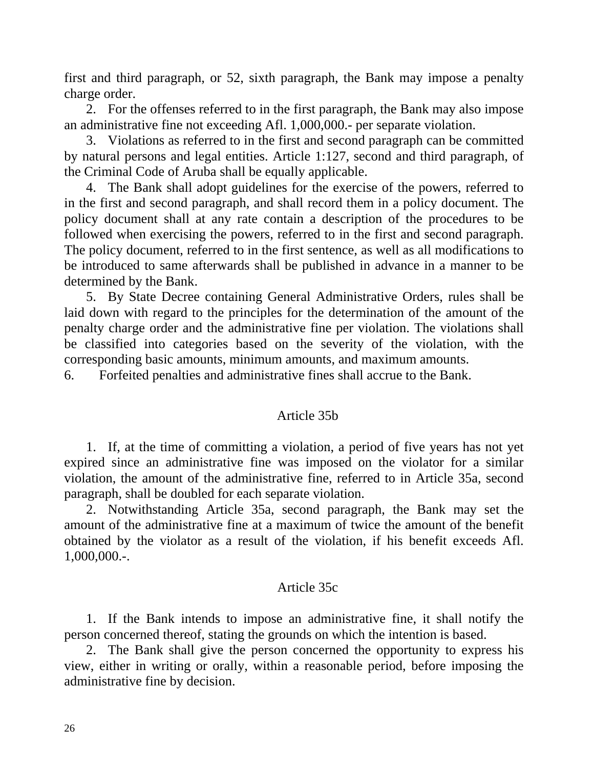first and third paragraph, or 52, sixth paragraph, the Bank may impose a penalty charge order.

2. For the offenses referred to in the first paragraph, the Bank may also impose an administrative fine not exceeding Afl. 1,000,000.- per separate violation.

3. Violations as referred to in the first and second paragraph can be committed by natural persons and legal entities. Article 1:127, second and third paragraph, of the Criminal Code of Aruba shall be equally applicable.

4. The Bank shall adopt guidelines for the exercise of the powers, referred to in the first and second paragraph, and shall record them in a policy document. The policy document shall at any rate contain a description of the procedures to be followed when exercising the powers, referred to in the first and second paragraph. The policy document, referred to in the first sentence, as well as all modifications to be introduced to same afterwards shall be published in advance in a manner to be determined by the Bank.

5. By State Decree containing General Administrative Orders, rules shall be laid down with regard to the principles for the determination of the amount of the penalty charge order and the administrative fine per violation. The violations shall be classified into categories based on the severity of the violation, with the corresponding basic amounts, minimum amounts, and maximum amounts.

6. Forfeited penalties and administrative fines shall accrue to the Bank.

## Article 35b

1. If, at the time of committing a violation, a period of five years has not yet expired since an administrative fine was imposed on the violator for a similar violation, the amount of the administrative fine, referred to in Article 35a, second paragraph, shall be doubled for each separate violation.

2. Notwithstanding Article 35a, second paragraph, the Bank may set the amount of the administrative fine at a maximum of twice the amount of the benefit obtained by the violator as a result of the violation, if his benefit exceeds Afl. 1,000,000.-.

## Article 35c

1. If the Bank intends to impose an administrative fine, it shall notify the person concerned thereof, stating the grounds on which the intention is based.

2. The Bank shall give the person concerned the opportunity to express his view, either in writing or orally, within a reasonable period, before imposing the administrative fine by decision.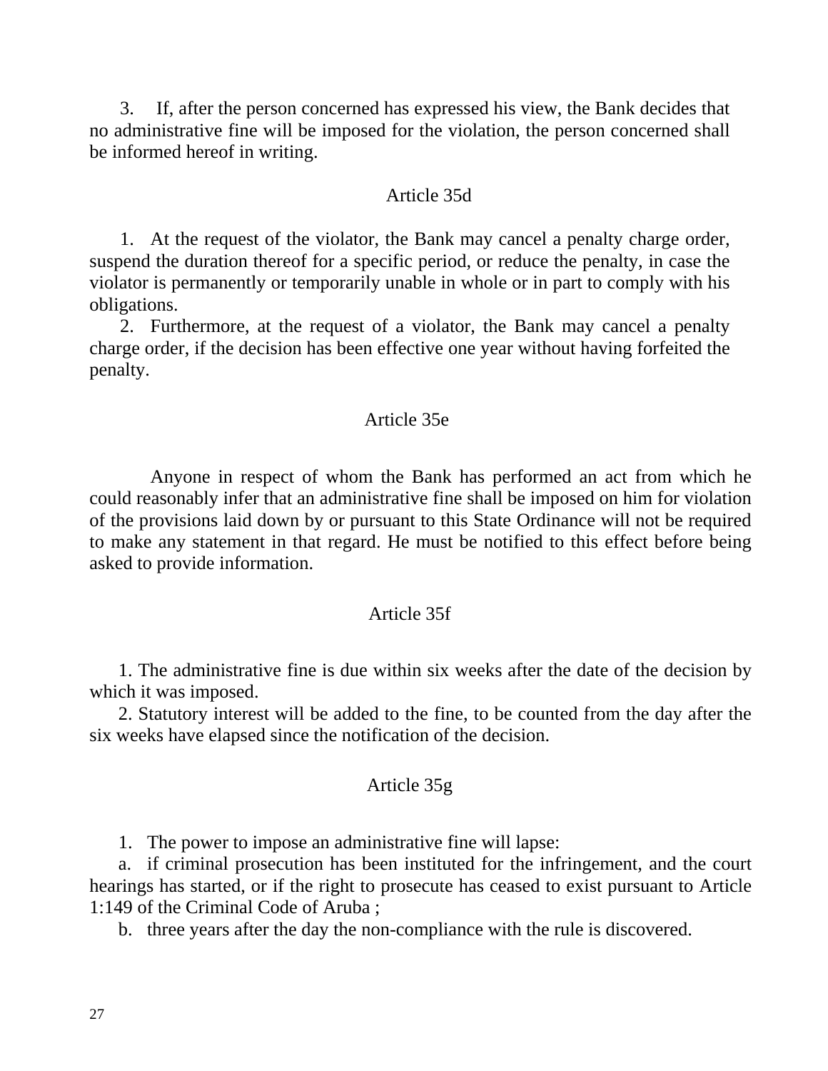3. If, after the person concerned has expressed his view, the Bank decides that no administrative fine will be imposed for the violation, the person concerned shall be informed hereof in writing.

### Article 35d

1. At the request of the violator, the Bank may cancel a penalty charge order, suspend the duration thereof for a specific period, or reduce the penalty, in case the violator is permanently or temporarily unable in whole or in part to comply with his obligations.
2. Furthermore, at the request of a violator, the Bank may cancel a penalty charge order, if the decision has been effective one year without having forfeited the penalty.

### Article 35e

Anyone in respect of whom the Bank has performed an act from which he could reasonably infer that an administrative fine shall be imposed on him for violation of the provisions laid down by or pursuant to this State Ordinance will not be required to make any statement in that regard. He must be notified to this effect before being asked to provide information.

### Article 35f

1. The administrative fine is due within six weeks after the date of the decision by which it was imposed.
2. Statutory interest will be added to the fine, to be counted from the day after the six weeks have elapsed since the notification of the decision.

### Article 35g

1. The power to impose an administrative fine will lapse:

   a. if criminal prosecution has been instituted for the infringement, and the court hearings has started, or if the right to prosecute has ceased to exist pursuant to Article 1:149 of the Criminal Code of Aruba ;

   b. three years after the day the non-compliance with the rule is discovered.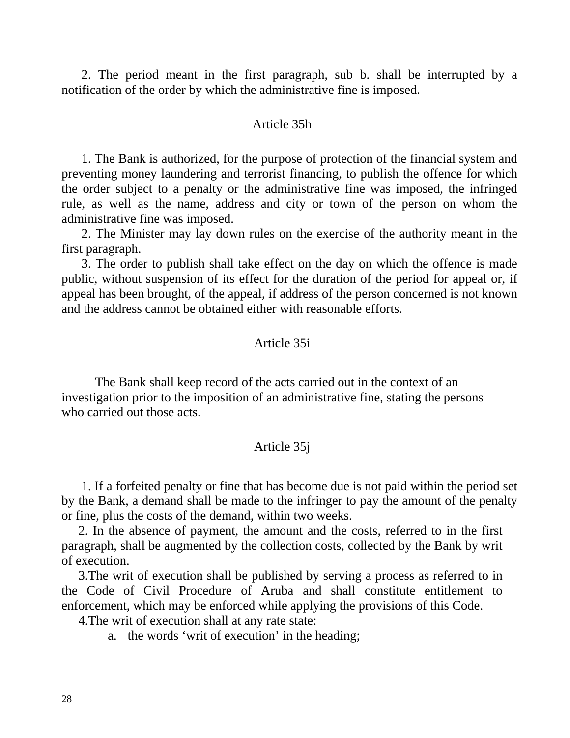2. The period meant in the first paragraph, sub b. shall be interrupted by a notification of the order by which the administrative fine is imposed.

### Article 35h

1. The Bank is authorized, for the purpose of protection of the financial system and preventing money laundering and terrorist financing, to publish the offence for which the order subject to a penalty or the administrative fine was imposed, the infringed rule, as well as the name, address and city or town of the person on whom the administrative fine was imposed.
2. The Minister may lay down rules on the exercise of the authority meant in the first paragraph.
3. The order to publish shall take effect on the day on which the offence is made public, without suspension of its effect for the duration of the period for appeal or, if appeal has been brought, of the appeal, if address of the person concerned is not known and the address cannot be obtained either with reasonable efforts.

### Article 35i

The Bank shall keep record of the acts carried out in the context of an investigation prior to the imposition of an administrative fine, stating the persons who carried out those acts.

### Article 35j

1. If a forfeited penalty or fine that has become due is not paid within the period set by the Bank, a demand shall be made to the infringer to pay the amount of the penalty or fine, plus the costs of the demand, within two weeks.
2. In the absence of payment, the amount and the costs, referred to in the first paragraph, shall be augmented by the collection costs, collected by the Bank by writ of execution.
3. The writ of execution shall be published by serving a process as referred to in the Code of Civil Procedure of Aruba and shall constitute entitlement to enforcement, which may be enforced while applying the provisions of this Code.
4. The writ of execution shall at any rate state:
   a. the words 'writ of execution' in the heading;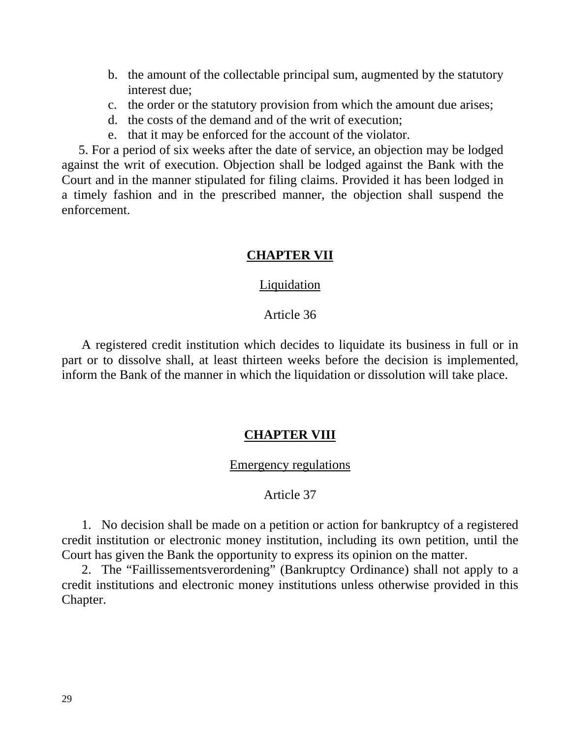b. the amount of the collectable principal sum, augmented by the statutory interest due;
c. the order or the statutory provision from which the amount due arises;
d. the costs of the demand and of the writ of execution;
e. that it may be enforced for the account of the violator.

5. For a period of six weeks after the date of service, an objection may be lodged against the writ of execution. Objection shall be lodged against the Bank with the Court and in the manner stipulated for filing claims. Provided it has been lodged in a timely fashion and in the prescribed manner, the objection shall suspend the enforcement.

## CHAPTER VII

### Liquidation

#### Article 36

A registered credit institution which decides to liquidate its business in full or in part or to dissolve shall, at least thirteen weeks before the decision is implemented, inform the Bank of the manner in which the liquidation or dissolution will take place.

## CHAPTER VIII

### Emergency regulations

#### Article 37

1. No decision shall be made on a petition or action for bankruptcy of a registered credit institution or electronic money institution, including its own petition, until the Court has given the Bank the opportunity to express its opinion on the matter.
2. The “Faillissementsverordening” (Bankruptcy Ordinance) shall not apply to a credit institutions and electronic money institutions unless otherwise provided in this Chapter.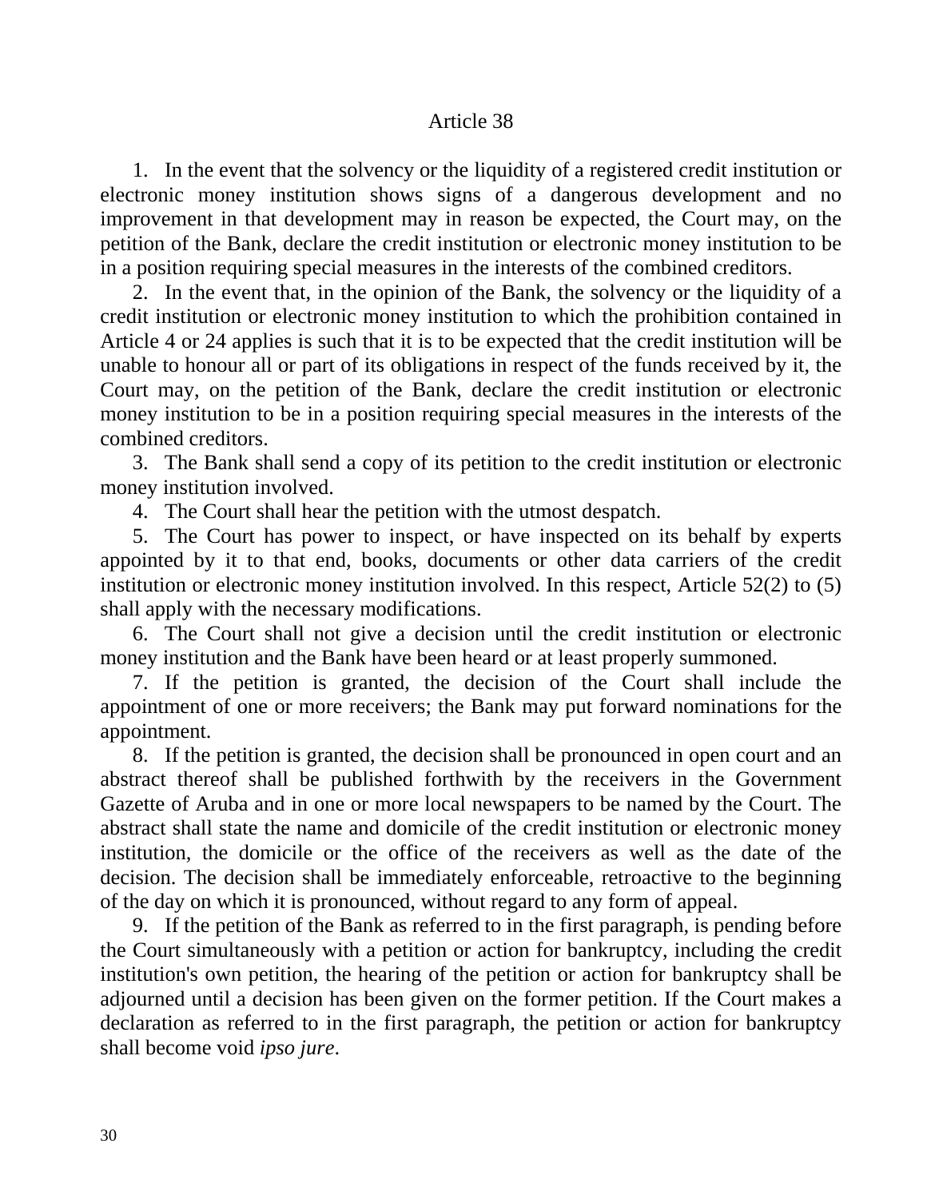## Article 38

1. In the event that the solvency or the liquidity of a registered credit institution or electronic money institution shows signs of a dangerous development and no improvement in that development may in reason be expected, the Court may, on the petition of the Bank, declare the credit institution or electronic money institution to be in a position requiring special measures in the interests of the combined creditors.

2. In the event that, in the opinion of the Bank, the solvency or the liquidity of a credit institution or electronic money institution to which the prohibition contained in Article 4 or 24 applies is such that it is to be expected that the credit institution will be unable to honour all or part of its obligations in respect of the funds received by it, the Court may, on the petition of the Bank, declare the credit institution or electronic money institution to be in a position requiring special measures in the interests of the combined creditors.

3. The Bank shall send a copy of its petition to the credit institution or electronic money institution involved.

4. The Court shall hear the petition with the utmost despatch.

5. The Court has power to inspect, or have inspected on its behalf by experts appointed by it to that end, books, documents or other data carriers of the credit institution or electronic money institution involved. In this respect, Article 52(2) to (5) shall apply with the necessary modifications.

6. The Court shall not give a decision until the credit institution or electronic money institution and the Bank have been heard or at least properly summoned.

7. If the petition is granted, the decision of the Court shall include the appointment of one or more receivers; the Bank may put forward nominations for the appointment.

8. If the petition is granted, the decision shall be pronounced in open court and an abstract thereof shall be published forthwith by the receivers in the Government Gazette of Aruba and in one or more local newspapers to be named by the Court. The abstract shall state the name and domicile of the credit institution or electronic money institution, the domicile or the office of the receivers as well as the date of the decision. The decision shall be immediately enforceable, retroactive to the beginning of the day on which it is pronounced, without regard to any form of appeal.

9. If the petition of the Bank as referred to in the first paragraph, is pending before the Court simultaneously with a petition or action for bankruptcy, including the credit institution's own petition, the hearing of the petition or action for bankruptcy shall be adjourned until a decision has been given on the former petition. If the Court makes a declaration as referred to in the first paragraph, the petition or action for bankruptcy shall become void *ipso jure*.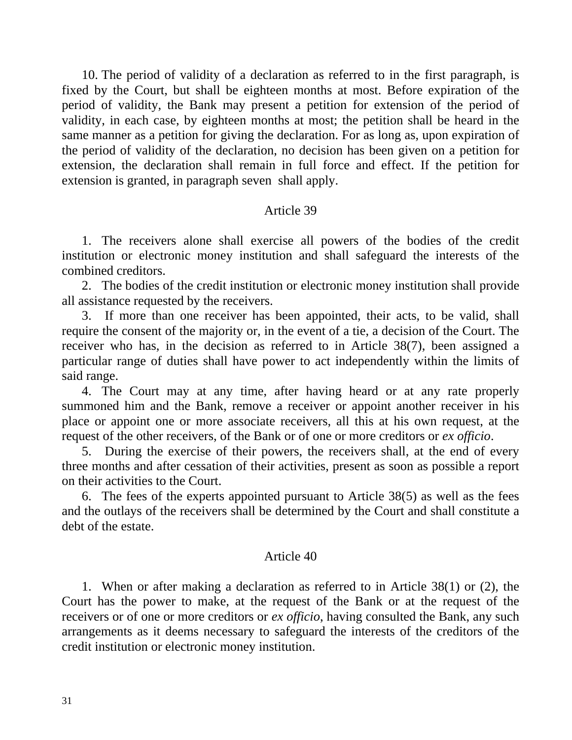10. The period of validity of a declaration as referred to in the first paragraph, is fixed by the Court, but shall be eighteen months at most. Before expiration of the period of validity, the Bank may present a petition for extension of the period of validity, in each case, by eighteen months at most; the petition shall be heard in the same manner as a petition for giving the declaration. For as long as, upon expiration of the period of validity of the declaration, no decision has been given on a petition for extension, the declaration shall remain in full force and effect. If the petition for extension is granted, in paragraph seven shall apply.

## Article 39

1. The receivers alone shall exercise all powers of the bodies of the credit institution or electronic money institution and shall safeguard the interests of the combined creditors.
2. The bodies of the credit institution or electronic money institution shall provide all assistance requested by the receivers.
3. If more than one receiver has been appointed, their acts, to be valid, shall require the consent of the majority or, in the event of a tie, a decision of the Court. The receiver who has, in the decision as referred to in Article 38(7), been assigned a particular range of duties shall have power to act independently within the limits of said range.
4. The Court may at any time, after having heard or at any rate properly summoned him and the Bank, remove a receiver or appoint another receiver in his place or appoint one or more associate receivers, all this at his own request, at the request of the other receivers, of the Bank or of one or more creditors or *ex officio*.
5. During the exercise of their powers, the receivers shall, at the end of every three months and after cessation of their activities, present as soon as possible a report on their activities to the Court.
6. The fees of the experts appointed pursuant to Article 38(5) as well as the fees and the outlays of the receivers shall be determined by the Court and shall constitute a debt of the estate.

## Article 40

1. When or after making a declaration as referred to in Article 38(1) or (2), the Court has the power to make, at the request of the Bank or at the request of the receivers or of one or more creditors or *ex officio*, having consulted the Bank, any such arrangements as it deems necessary to safeguard the interests of the creditors of the credit institution or electronic money institution.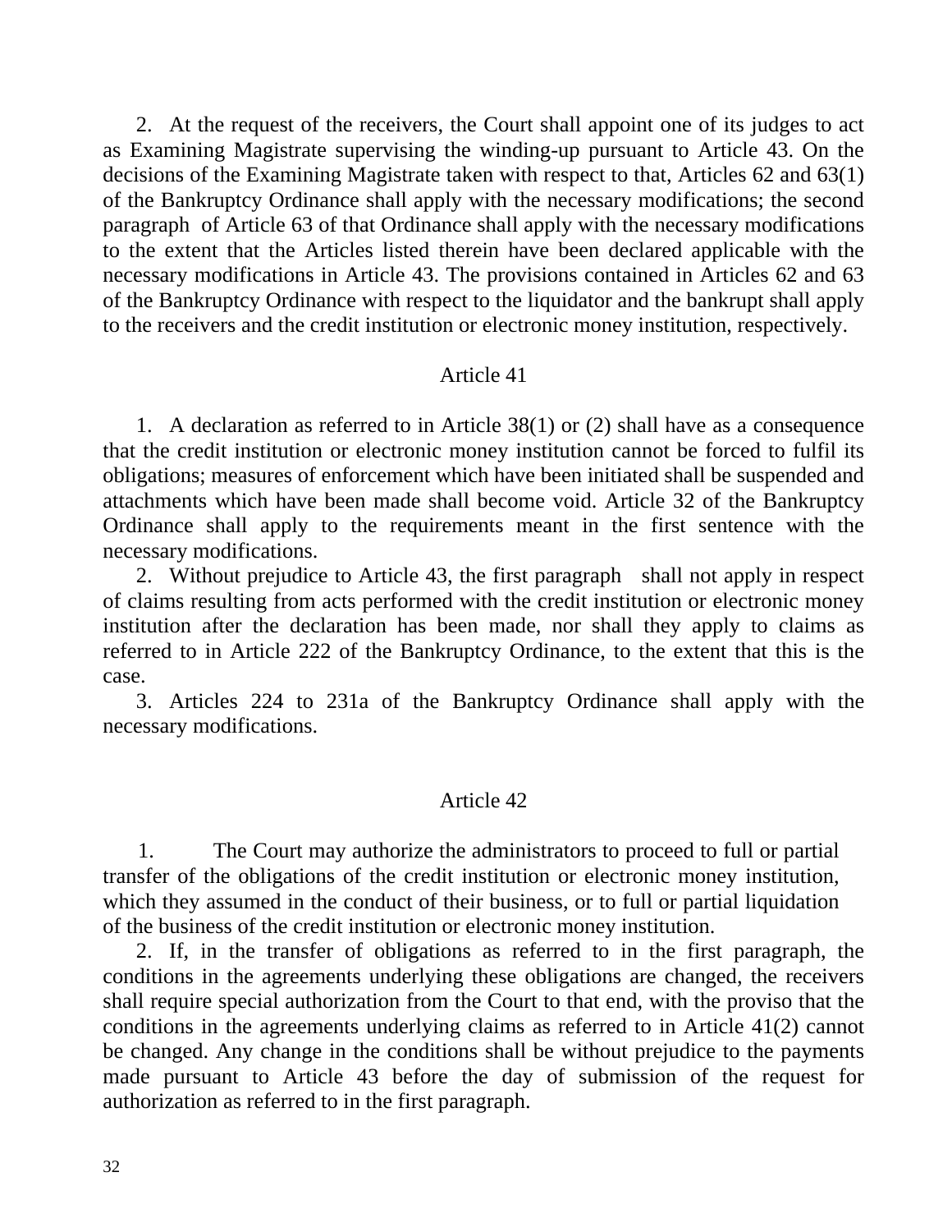2. At the request of the receivers, the Court shall appoint one of its judges to act as Examining Magistrate supervising the winding-up pursuant to Article 43. On the decisions of the Examining Magistrate taken with respect to that, Articles 62 and 63(1) of the Bankruptcy Ordinance shall apply with the necessary modifications; the second paragraph of Article 63 of that Ordinance shall apply with the necessary modifications to the extent that the Articles listed therein have been declared applicable with the necessary modifications in Article 43. The provisions contained in Articles 62 and 63 of the Bankruptcy Ordinance with respect to the liquidator and the bankrupt shall apply to the receivers and the credit institution or electronic money institution, respectively.

## Article 41

1. A declaration as referred to in Article 38(1) or (2) shall have as a consequence that the credit institution or electronic money institution cannot be forced to fulfil its obligations; measures of enforcement which have been initiated shall be suspended and attachments which have been made shall become void. Article 32 of the Bankruptcy Ordinance shall apply to the requirements meant in the first sentence with the necessary modifications.

2. Without prejudice to Article 43, the first paragraph shall not apply in respect of claims resulting from acts performed with the credit institution or electronic money institution after the declaration has been made, nor shall they apply to claims as referred to in Article 222 of the Bankruptcy Ordinance, to the extent that this is the case.

3. Articles 224 to 231a of the Bankruptcy Ordinance shall apply with the necessary modifications.

## Article 42

1. The Court may authorize the administrators to proceed to full or partial transfer of the obligations of the credit institution or electronic money institution, which they assumed in the conduct of their business, or to full or partial liquidation of the business of the credit institution or electronic money institution.

2. If, in the transfer of obligations as referred to in the first paragraph, the conditions in the agreements underlying these obligations are changed, the receivers shall require special authorization from the Court to that end, with the proviso that the conditions in the agreements underlying claims as referred to in Article 41(2) cannot be changed. Any change in the conditions shall be without prejudice to the payments made pursuant to Article 43 before the day of submission of the request for authorization as referred to in the first paragraph.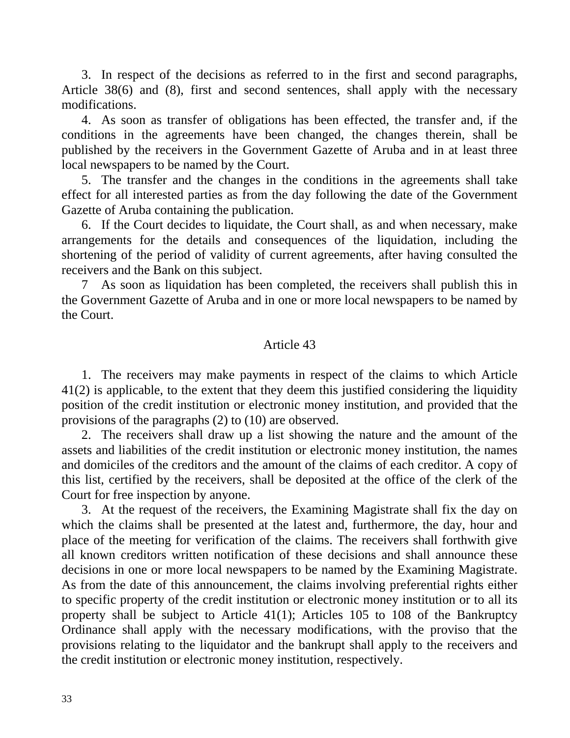3. In respect of the decisions as referred to in the first and second paragraphs, Article 38(6) and (8), first and second sentences, shall apply with the necessary modifications.

4. As soon as transfer of obligations has been effected, the transfer and, if the conditions in the agreements have been changed, the changes therein, shall be published by the receivers in the Government Gazette of Aruba and in at least three local newspapers to be named by the Court.

5. The transfer and the changes in the conditions in the agreements shall take effect for all interested parties as from the day following the date of the Government Gazette of Aruba containing the publication.

6. If the Court decides to liquidate, the Court shall, as and when necessary, make arrangements for the details and consequences of the liquidation, including the shortening of the period of validity of current agreements, after having consulted the receivers and the Bank on this subject.

7 As soon as liquidation has been completed, the receivers shall publish this in the Government Gazette of Aruba and in one or more local newspapers to be named by the Court.

## Article 43

1. The receivers may make payments in respect of the claims to which Article 41(2) is applicable, to the extent that they deem this justified considering the liquidity position of the credit institution or electronic money institution, and provided that the provisions of the paragraphs (2) to (10) are observed.

2. The receivers shall draw up a list showing the nature and the amount of the assets and liabilities of the credit institution or electronic money institution, the names and domiciles of the creditors and the amount of the claims of each creditor. A copy of this list, certified by the receivers, shall be deposited at the office of the clerk of the Court for free inspection by anyone.

3. At the request of the receivers, the Examining Magistrate shall fix the day on which the claims shall be presented at the latest and, furthermore, the day, hour and place of the meeting for verification of the claims. The receivers shall forthwith give all known creditors written notification of these decisions and shall announce these decisions in one or more local newspapers to be named by the Examining Magistrate. As from the date of this announcement, the claims involving preferential rights either to specific property of the credit institution or electronic money institution or to all its property shall be subject to Article 41(1); Articles 105 to 108 of the Bankruptcy Ordinance shall apply with the necessary modifications, with the proviso that the provisions relating to the liquidator and the bankrupt shall apply to the receivers and the credit institution or electronic money institution, respectively.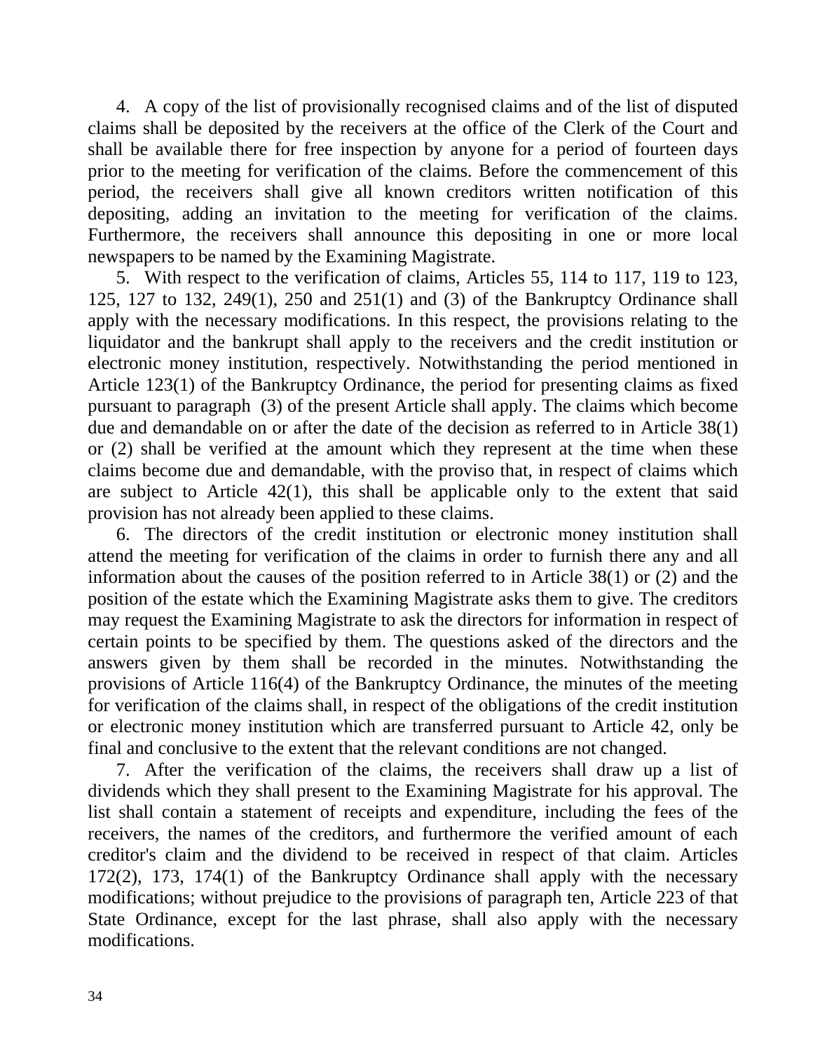4. A copy of the list of provisionally recognised claims and of the list of disputed claims shall be deposited by the receivers at the office of the Clerk of the Court and shall be available there for free inspection by anyone for a period of fourteen days prior to the meeting for verification of the claims. Before the commencement of this period, the receivers shall give all known creditors written notification of this depositing, adding an invitation to the meeting for verification of the claims. Furthermore, the receivers shall announce this depositing in one or more local newspapers to be named by the Examining Magistrate.

5. With respect to the verification of claims, Articles 55, 114 to 117, 119 to 123, 125, 127 to 132, 249(1), 250 and 251(1) and (3) of the Bankruptcy Ordinance shall apply with the necessary modifications. In this respect, the provisions relating to the liquidator and the bankrupt shall apply to the receivers and the credit institution or electronic money institution, respectively. Notwithstanding the period mentioned in Article 123(1) of the Bankruptcy Ordinance, the period for presenting claims as fixed pursuant to paragraph (3) of the present Article shall apply. The claims which become due and demandable on or after the date of the decision as referred to in Article 38(1) or (2) shall be verified at the amount which they represent at the time when these claims become due and demandable, with the proviso that, in respect of claims which are subject to Article 42(1), this shall be applicable only to the extent that said provision has not already been applied to these claims.

6. The directors of the credit institution or electronic money institution shall attend the meeting for verification of the claims in order to furnish there any and all information about the causes of the position referred to in Article 38(1) or (2) and the position of the estate which the Examining Magistrate asks them to give. The creditors may request the Examining Magistrate to ask the directors for information in respect of certain points to be specified by them. The questions asked of the directors and the answers given by them shall be recorded in the minutes. Notwithstanding the provisions of Article 116(4) of the Bankruptcy Ordinance, the minutes of the meeting for verification of the claims shall, in respect of the obligations of the credit institution or electronic money institution which are transferred pursuant to Article 42, only be final and conclusive to the extent that the relevant conditions are not changed.

7. After the verification of the claims, the receivers shall draw up a list of dividends which they shall present to the Examining Magistrate for his approval. The list shall contain a statement of receipts and expenditure, including the fees of the receivers, the names of the creditors, and furthermore the verified amount of each creditor's claim and the dividend to be received in respect of that claim. Articles 172(2), 173, 174(1) of the Bankruptcy Ordinance shall apply with the necessary modifications; without prejudice to the provisions of paragraph ten, Article 223 of that State Ordinance, except for the last phrase, shall also apply with the necessary modifications.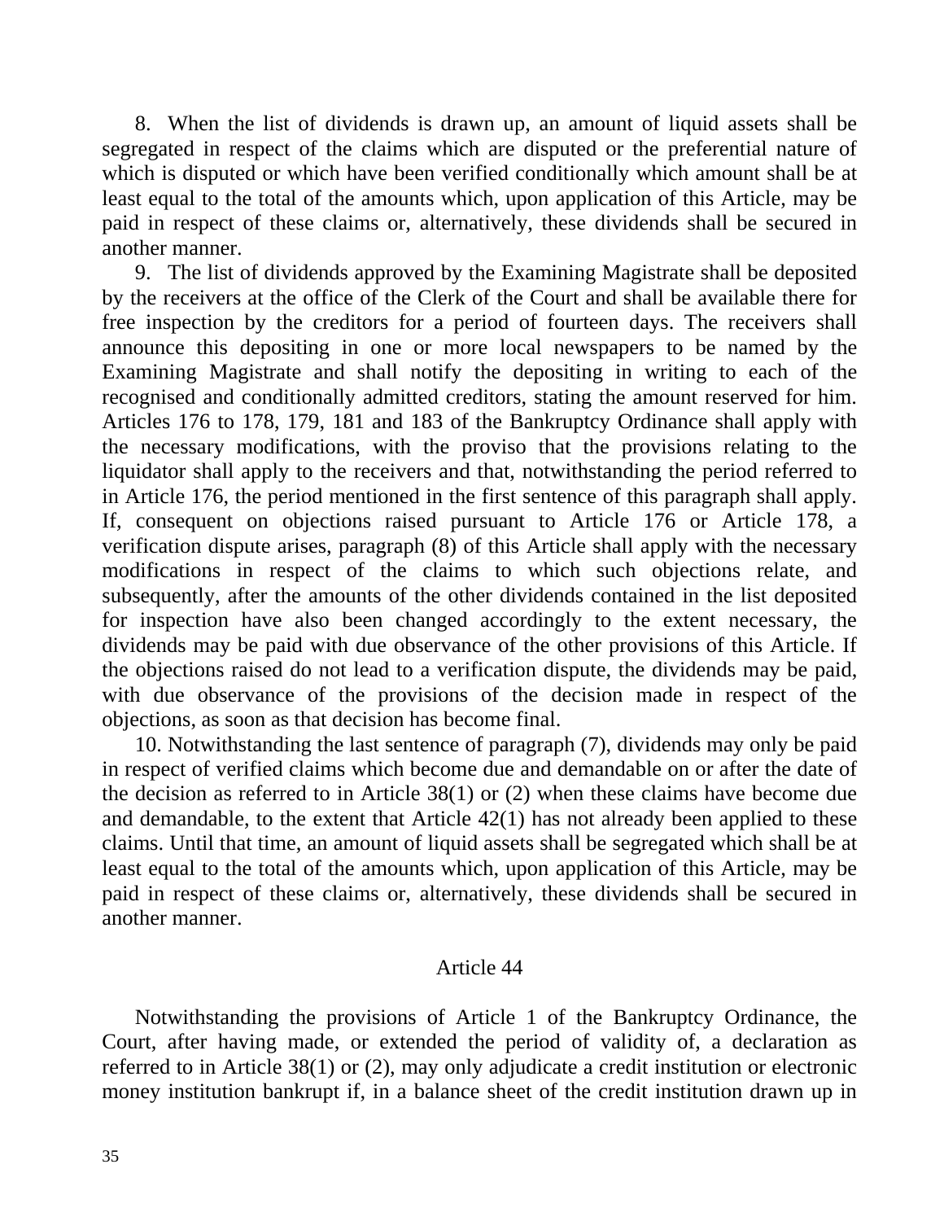8. When the list of dividends is drawn up, an amount of liquid assets shall be segregated in respect of the claims which are disputed or the preferential nature of which is disputed or which have been verified conditionally which amount shall be at least equal to the total of the amounts which, upon application of this Article, may be paid in respect of these claims or, alternatively, these dividends shall be secured in another manner.

9. The list of dividends approved by the Examining Magistrate shall be deposited by the receivers at the office of the Clerk of the Court and shall be available there for free inspection by the creditors for a period of fourteen days. The receivers shall announce this depositing in one or more local newspapers to be named by the Examining Magistrate and shall notify the depositing in writing to each of the recognised and conditionally admitted creditors, stating the amount reserved for him. Articles 176 to 178, 179, 181 and 183 of the Bankruptcy Ordinance shall apply with the necessary modifications, with the proviso that the provisions relating to the liquidator shall apply to the receivers and that, notwithstanding the period referred to in Article 176, the period mentioned in the first sentence of this paragraph shall apply. If, consequent on objections raised pursuant to Article 176 or Article 178, a verification dispute arises, paragraph (8) of this Article shall apply with the necessary modifications in respect of the claims to which such objections relate, and subsequently, after the amounts of the other dividends contained in the list deposited for inspection have also been changed accordingly to the extent necessary, the dividends may be paid with due observance of the other provisions of this Article. If the objections raised do not lead to a verification dispute, the dividends may be paid, with due observance of the provisions of the decision made in respect of the objections, as soon as that decision has become final.

10. Notwithstanding the last sentence of paragraph (7), dividends may only be paid in respect of verified claims which become due and demandable on or after the date of the decision as referred to in Article 38(1) or (2) when these claims have become due and demandable, to the extent that Article 42(1) has not already been applied to these claims. Until that time, an amount of liquid assets shall be segregated which shall be at least equal to the total of the amounts which, upon application of this Article, may be paid in respect of these claims or, alternatively, these dividends shall be secured in another manner.

## Article 44

Notwithstanding the provisions of Article 1 of the Bankruptcy Ordinance, the Court, after having made, or extended the period of validity of, a declaration as referred to in Article 38(1) or (2), may only adjudicate a credit institution or electronic money institution bankrupt if, in a balance sheet of the credit institution drawn up in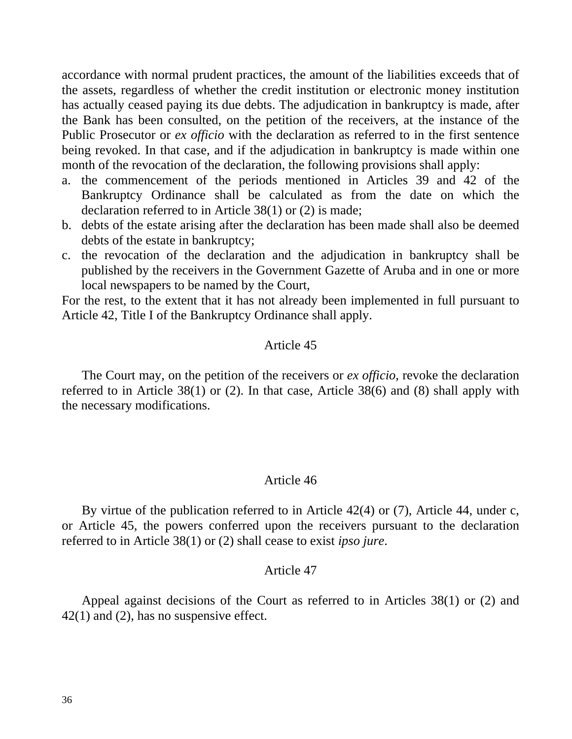accordance with normal prudent practices, the amount of the liabilities exceeds that of the assets, regardless of whether the credit institution or electronic money institution has actually ceased paying its due debts. The adjudication in bankruptcy is made, after the Bank has been consulted, on the petition of the receivers, at the instance of the Public Prosecutor or *ex officio* with the declaration as referred to in the first sentence being revoked. In that case, and if the adjudication in bankruptcy is made within one month of the revocation of the declaration, the following provisions shall apply:

a. the commencement of the periods mentioned in Articles 39 and 42 of the Bankruptcy Ordinance shall be calculated as from the date on which the declaration referred to in Article 38(1) or (2) is made;
b. debts of the estate arising after the declaration has been made shall also be deemed debts of the estate in bankruptcy;
c. the revocation of the declaration and the adjudication in bankruptcy shall be published by the receivers in the Government Gazette of Aruba and in one or more local newspapers to be named by the Court,

For the rest, to the extent that it has not already been implemented in full pursuant to Article 42, Title I of the Bankruptcy Ordinance shall apply.

### Article 45

The Court may, on the petition of the receivers or *ex officio*, revoke the declaration referred to in Article 38(1) or (2). In that case, Article 38(6) and (8) shall apply with the necessary modifications.

### Article 46

By virtue of the publication referred to in Article 42(4) or (7), Article 44, under c, or Article 45, the powers conferred upon the receivers pursuant to the declaration referred to in Article 38(1) or (2) shall cease to exist *ipso jure*.

### Article 47

Appeal against decisions of the Court as referred to in Articles 38(1) or (2) and 42(1) and (2), has no suspensive effect.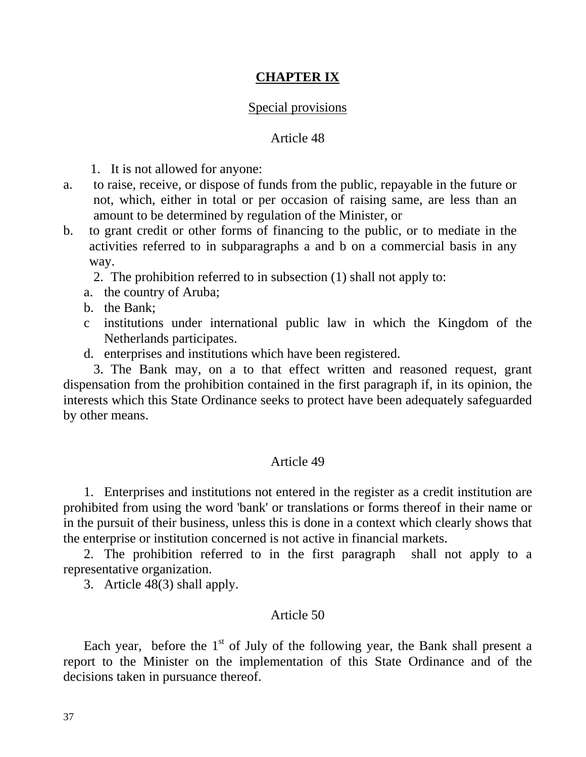## CHAPTER IX

### Special provisions

Article 48

1. It is not allowed for anyone:

a. to raise, receive, or dispose of funds from the public, repayable in the future or not, which, either in total or per occasion of raising same, are less than an amount to be determined by regulation of the Minister, or

b. to grant credit or other forms of financing to the public, or to mediate in the activities referred to in subparagraphs a and b on a commercial basis in any way.

2. The prohibition referred to in subsection (1) shall not apply to:

a. the country of Aruba;

b. the Bank;

c institutions under international public law in which the Kingdom of the Netherlands participates.

d. enterprises and institutions which have been registered.

3. The Bank may, on a to that effect written and reasoned request, grant dispensation from the prohibition contained in the first paragraph if, in its opinion, the interests which this State Ordinance seeks to protect have been adequately safeguarded by other means.

Article 49

1. Enterprises and institutions not entered in the register as a credit institution are prohibited from using the word 'bank' or translations or forms thereof in their name or in the pursuit of their business, unless this is done in a context which clearly shows that the enterprise or institution concerned is not active in financial markets.

2. The prohibition referred to in the first paragraph shall not apply to a representative organization.

3. Article 48(3) shall apply.

Article 50

Each year, before the 1st of July of the following year, the Bank shall present a report to the Minister on the implementation of this State Ordinance and of the decisions taken in pursuance thereof.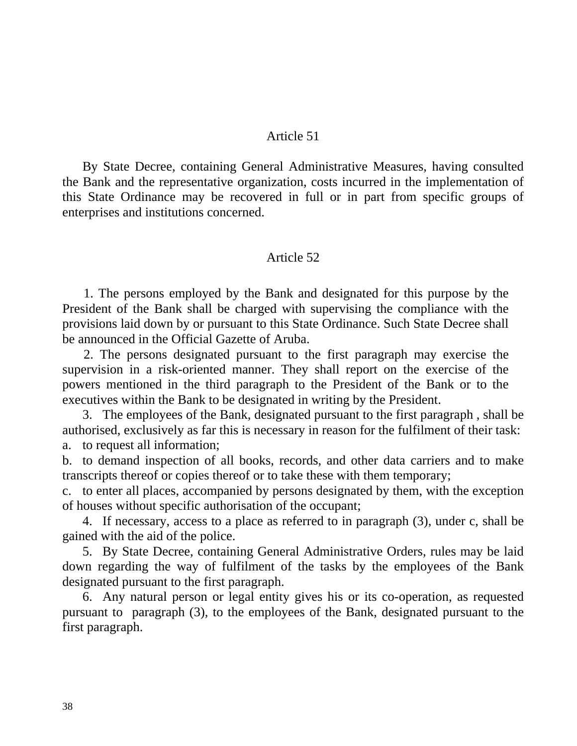### Article 51

By State Decree, containing General Administrative Measures, having consulted the Bank and the representative organization, costs incurred in the implementation of this State Ordinance may be recovered in full or in part from specific groups of enterprises and institutions concerned.

### Article 52

1. The persons employed by the Bank and designated for this purpose by the President of the Bank shall be charged with supervising the compliance with the provisions laid down by or pursuant to this State Ordinance. Such State Decree shall be announced in the Official Gazette of Aruba.

2. The persons designated pursuant to the first paragraph may exercise the supervision in a risk-oriented manner. They shall report on the exercise of the powers mentioned in the third paragraph to the President of the Bank or to the executives within the Bank to be designated in writing by the President.

3. The employees of the Bank, designated pursuant to the first paragraph , shall be authorised, exclusively as far this is necessary in reason for the fulfilment of their task:

a. to request all information;

b. to demand inspection of all books, records, and other data carriers and to make transcripts thereof or copies thereof or to take these with them temporary;

c. to enter all places, accompanied by persons designated by them, with the exception of houses without specific authorisation of the occupant;

4. If necessary, access to a place as referred to in paragraph (3), under c, shall be gained with the aid of the police.

5. By State Decree, containing General Administrative Orders, rules may be laid down regarding the way of fulfilment of the tasks by the employees of the Bank designated pursuant to the first paragraph.

6. Any natural person or legal entity gives his or its co-operation, as requested pursuant to paragraph (3), to the employees of the Bank, designated pursuant to the first paragraph.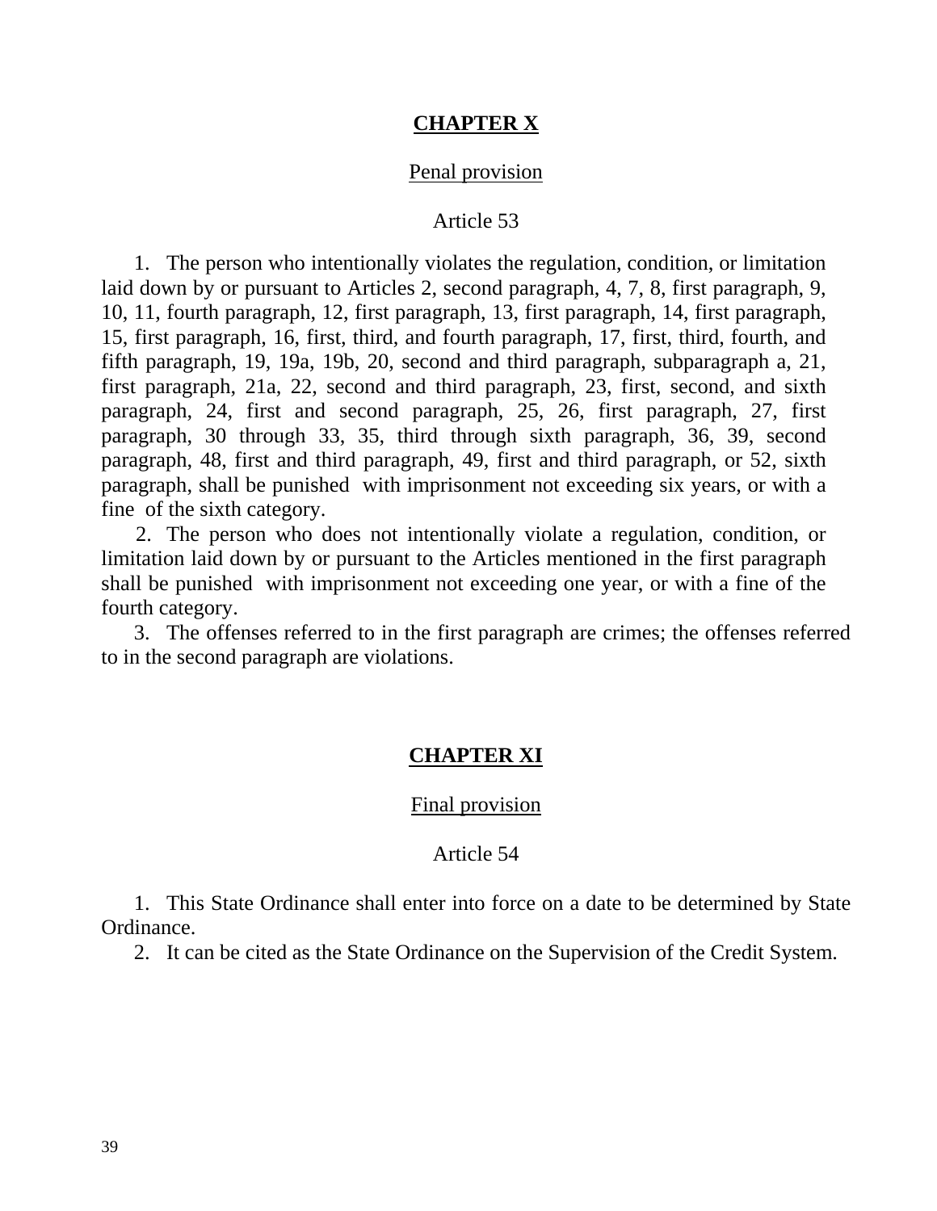## CHAPTER X

Penal provision

Article 53

1. The person who intentionally violates the regulation, condition, or limitation laid down by or pursuant to Articles 2, second paragraph, 4, 7, 8, first paragraph, 9, 10, 11, fourth paragraph, 12, first paragraph, 13, first paragraph, 14, first paragraph, 15, first paragraph, 16, first, third, and fourth paragraph, 17, first, third, fourth, and fifth paragraph, 19, 19a, 19b, 20, second and third paragraph, subparagraph a, 21, first paragraph, 21a, 22, second and third paragraph, 23, first, second, and sixth paragraph, 24, first and second paragraph, 25, 26, first paragraph, 27, first paragraph, 30 through 33, 35, third through sixth paragraph, 36, 39, second paragraph, 48, first and third paragraph, 49, first and third paragraph, or 52, sixth paragraph, shall be punished with imprisonment not exceeding six years, or with a fine of the sixth category.

2. The person who does not intentionally violate a regulation, condition, or limitation laid down by or pursuant to the Articles mentioned in the first paragraph shall be punished with imprisonment not exceeding one year, or with a fine of the fourth category.

3. The offenses referred to in the first paragraph are crimes; the offenses referred to in the second paragraph are violations.

## CHAPTER XI

Final provision

Article 54

1. This State Ordinance shall enter into force on a date to be determined by State Ordinance.

2. It can be cited as the State Ordinance on the Supervision of the Credit System.